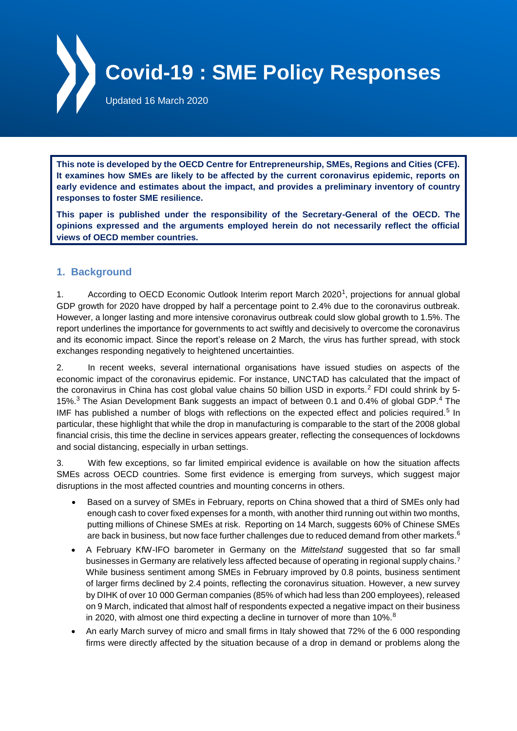# Covid-19 : SME Policy Responses

Updated 16 March 2020

**This note is developed by the OECD Centre for Entrepreneurship, SMEs, Regions and Cities (CFE). It examines how SMEs are likely to be affected by the current coronavirus epidemic, reports on early evidence and estimates about the impact, and provides a preliminary inventory of country responses to foster SME resilience.**

**This paper is published under the responsibility of the Secretary-General of the OECD. The opinions expressed and the arguments employed herein do not necessarily reflect the official views of OECD member countries.**

## 1. Background

1. According to OECD Economic Outlook Interim report March 2020[1], projections for annual global GDP growth for 2020 have dropped by half a percentage point to 2.4% due to the coronavirus outbreak. However, a longer lasting and more intensive coronavirus outbreak could slow global growth to 1.5%. The report underlines the importance for governments to act swiftly and decisively to overcome the coronavirus and its economic impact. Since the report's release on 2 March, the virus has further spread, with stock exchanges responding negatively to heightened uncertainties.

2. In recent weeks, several international organisations have issued studies on aspects of the economic impact of the coronavirus epidemic. For instance, UNCTAD has calculated that the impact of the coronavirus in China has cost global value chains 50 billion USD in exports.[2] FDI could shrink by 5-15%.[3] The Asian Development Bank suggests an impact of between 0.1 and 0.4% of global GDP.[4] The IMF has published a number of blogs with reflections on the expected effect and policies required.[5] In particular, these highlight that while the drop in manufacturing is comparable to the start of the 2008 global financial crisis, this time the decline in services appears greater, reflecting the consequences of lockdowns and social distancing, especially in urban settings.

3. With few exceptions, so far limited empirical evidence is available on how the situation affects SMEs across OECD countries. Some first evidence is emerging from surveys, which suggest major disruptions in the most affected countries and mounting concerns in others.

- Based on a survey of SMEs in February, reports on China showed that a third of SMEs only had enough cash to cover fixed expenses for a month, with another third running out within two months, putting millions of Chinese SMEs at risk. Reporting on 14 March, suggests 60% of Chinese SMEs are back in business, but now face further challenges due to reduced demand from other markets.[6]
- A February KfW-IFO barometer in Germany on the *Mittelstand* suggested that so far small businesses in Germany are relatively less affected because of operating in regional supply chains.[7] While business sentiment among SMEs in February improved by 0.8 points, business sentiment of larger firms declined by 2.4 points, reflecting the coronavirus situation. However, a new survey by DIHK of over 10 000 German companies (85% of which had less than 200 employees), released on 9 March, indicated that almost half of respondents expected a negative impact on their business in 2020, with almost one third expecting a decline in turnover of more than 10%.[8]
- An early March survey of micro and small firms in Italy showed that 72% of the 6 000 responding firms were directly affected by the situation because of a drop in demand or problems along the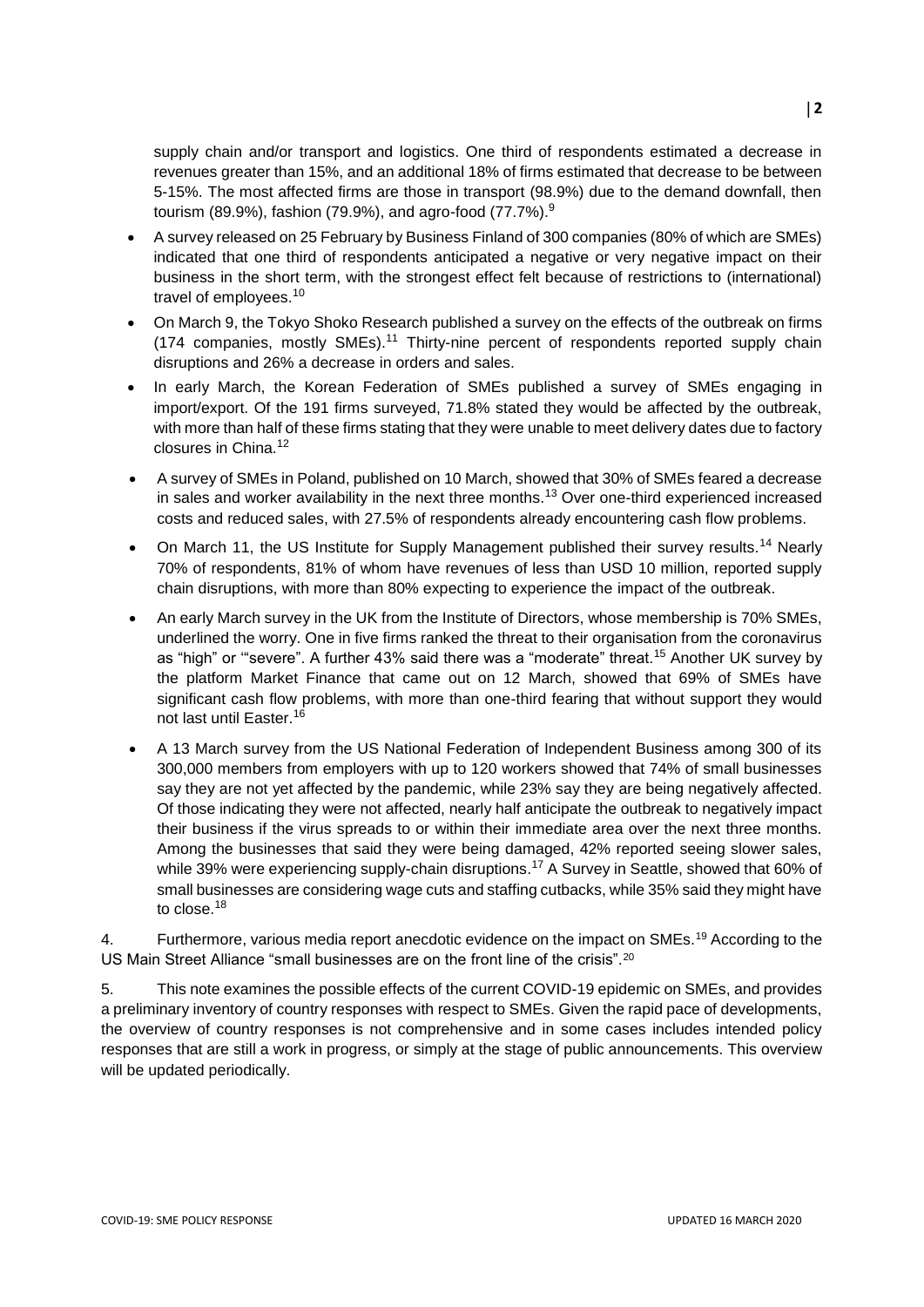supply chain and/or transport and logistics. One third of respondents estimated a decrease in revenues greater than 15%, and an additional 18% of firms estimated that decrease to be between 5-15%. The most affected firms are those in transport (98.9%) due to the demand downfall, then tourism (89.9%), fashion (79.9%), and agro-food (77.7%).[9]

- A survey released on 25 February by Business Finland of 300 companies (80% of which are SMEs) indicated that one third of respondents anticipated a negative or very negative impact on their business in the short term, with the strongest effect felt because of restrictions to (international) travel of employees.[10]
- On March 9, the Tokyo Shoko Research published a survey on the effects of the outbreak on firms (174 companies, mostly SMEs).[11] Thirty-nine percent of respondents reported supply chain disruptions and 26% a decrease in orders and sales.
- In early March, the Korean Federation of SMEs published a survey of SMEs engaging in import/export. Of the 191 firms surveyed, 71.8% stated they would be affected by the outbreak, with more than half of these firms stating that they were unable to meet delivery dates due to factory closures in China.[12]
- A survey of SMEs in Poland, published on 10 March, showed that 30% of SMEs feared a decrease in sales and worker availability in the next three months.[13] Over one-third experienced increased costs and reduced sales, with 27.5% of respondents already encountering cash flow problems.
- On March 11, the US Institute for Supply Management published their survey results.[14] Nearly 70% of respondents, 81% of whom have revenues of less than USD 10 million, reported supply chain disruptions, with more than 80% expecting to experience the impact of the outbreak.
- An early March survey in the UK from the Institute of Directors, whose membership is 70% SMEs, underlined the worry. One in five firms ranked the threat to their organisation from the coronavirus as "high" or '"severe". A further 43% said there was a "moderate" threat.[15] Another UK survey by the platform Market Finance that came out on 12 March, showed that 69% of SMEs have significant cash flow problems, with more than one-third fearing that without support they would not last until Easter.[16]
- A 13 March survey from the US National Federation of Independent Business among 300 of its 300,000 members from employers with up to 120 workers showed that 74% of small businesses say they are not yet affected by the pandemic, while 23% say they are being negatively affected. Of those indicating they were not affected, nearly half anticipate the outbreak to negatively impact their business if the virus spreads to or within their immediate area over the next three months. Among the businesses that said they were being damaged, 42% reported seeing slower sales, while 39% were experiencing supply-chain disruptions.[17] A Survey in Seattle, showed that 60% of small businesses are considering wage cuts and staffing cutbacks, while 35% said they might have to close.[18]

4. Furthermore, various media report anecdotic evidence on the impact on SMEs.[19] According to the US Main Street Alliance "small businesses are on the front line of the crisis".[20]

5. This note examines the possible effects of the current COVID-19 epidemic on SMEs, and provides a preliminary inventory of country responses with respect to SMEs. Given the rapid pace of developments, the overview of country responses is not comprehensive and in some cases includes intended policy responses that are still a work in progress, or simply at the stage of public announcements. This overview will be updated periodically.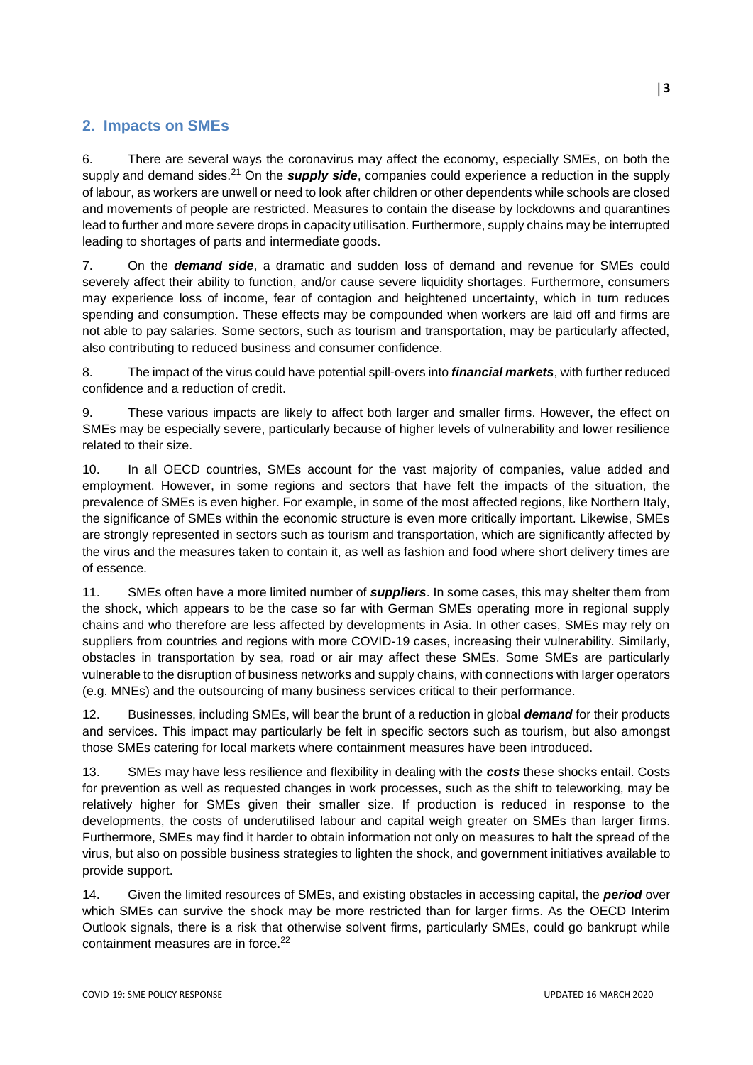## 2. Impacts on SMEs

6. There are several ways the coronavirus may affect the economy, especially SMEs, on both the supply and demand sides.[21] On the ***supply side***, companies could experience a reduction in the supply of labour, as workers are unwell or need to look after children or other dependents while schools are closed and movements of people are restricted. Measures to contain the disease by lockdowns and quarantines lead to further and more severe drops in capacity utilisation. Furthermore, supply chains may be interrupted leading to shortages of parts and intermediate goods.

7. On the ***demand side***, a dramatic and sudden loss of demand and revenue for SMEs could severely affect their ability to function, and/or cause severe liquidity shortages. Furthermore, consumers may experience loss of income, fear of contagion and heightened uncertainty, which in turn reduces spending and consumption. These effects may be compounded when workers are laid off and firms are not able to pay salaries. Some sectors, such as tourism and transportation, may be particularly affected, also contributing to reduced business and consumer confidence.

8. The impact of the virus could have potential spill-overs into ***financial markets***, with further reduced confidence and a reduction of credit.

9. These various impacts are likely to affect both larger and smaller firms. However, the effect on SMEs may be especially severe, particularly because of higher levels of vulnerability and lower resilience related to their size.

10. In all OECD countries, SMEs account for the vast majority of companies, value added and employment. However, in some regions and sectors that have felt the impacts of the situation, the prevalence of SMEs is even higher. For example, in some of the most affected regions, like Northern Italy, the significance of SMEs within the economic structure is even more critically important. Likewise, SMEs are strongly represented in sectors such as tourism and transportation, which are significantly affected by the virus and the measures taken to contain it, as well as fashion and food where short delivery times are of essence.

11. SMEs often have a more limited number of ***suppliers***. In some cases, this may shelter them from the shock, which appears to be the case so far with German SMEs operating more in regional supply chains and who therefore are less affected by developments in Asia. In other cases, SMEs may rely on suppliers from countries and regions with more COVID-19 cases, increasing their vulnerability. Similarly, obstacles in transportation by sea, road or air may affect these SMEs. Some SMEs are particularly vulnerable to the disruption of business networks and supply chains, with connections with larger operators (e.g. MNEs) and the outsourcing of many business services critical to their performance.

12. Businesses, including SMEs, will bear the brunt of a reduction in global ***demand*** for their products and services. This impact may particularly be felt in specific sectors such as tourism, but also amongst those SMEs catering for local markets where containment measures have been introduced.

13. SMEs may have less resilience and flexibility in dealing with the ***costs*** these shocks entail. Costs for prevention as well as requested changes in work processes, such as the shift to teleworking, may be relatively higher for SMEs given their smaller size. If production is reduced in response to the developments, the costs of underutilised labour and capital weigh greater on SMEs than larger firms. Furthermore, SMEs may find it harder to obtain information not only on measures to halt the spread of the virus, but also on possible business strategies to lighten the shock, and government initiatives available to provide support.

14. Given the limited resources of SMEs, and existing obstacles in accessing capital, the ***period*** over which SMEs can survive the shock may be more restricted than for larger firms. As the OECD Interim Outlook signals, there is a risk that otherwise solvent firms, particularly SMEs, could go bankrupt while containment measures are in force.[22]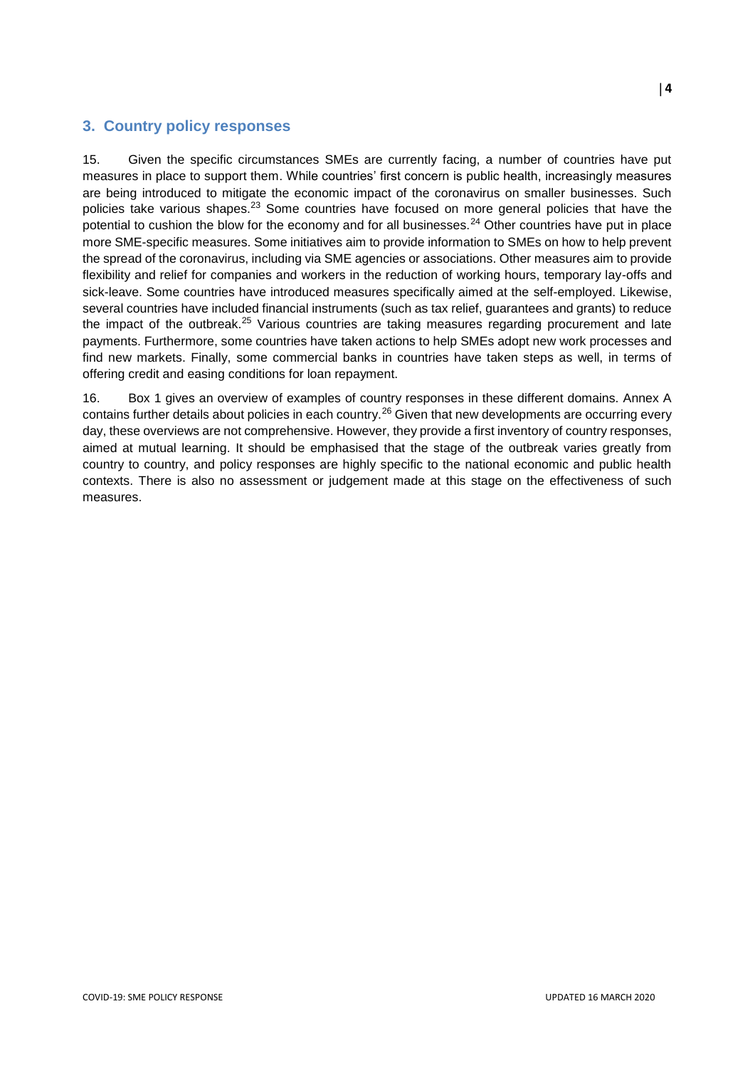## 3. Country policy responses

15. Given the specific circumstances SMEs are currently facing, a number of countries have put measures in place to support them. While countries' first concern is public health, increasingly measures are being introduced to mitigate the economic impact of the coronavirus on smaller businesses. Such policies take various shapes.[23] Some countries have focused on more general policies that have the potential to cushion the blow for the economy and for all businesses.[24] Other countries have put in place more SME-specific measures. Some initiatives aim to provide information to SMEs on how to help prevent the spread of the coronavirus, including via SME agencies or associations. Other measures aim to provide flexibility and relief for companies and workers in the reduction of working hours, temporary lay-offs and sick-leave. Some countries have introduced measures specifically aimed at the self-employed. Likewise, several countries have included financial instruments (such as tax relief, guarantees and grants) to reduce the impact of the outbreak.[25] Various countries are taking measures regarding procurement and late payments. Furthermore, some countries have taken actions to help SMEs adopt new work processes and find new markets. Finally, some commercial banks in countries have taken steps as well, in terms of offering credit and easing conditions for loan repayment.

16. Box 1 gives an overview of examples of country responses in these different domains. Annex A contains further details about policies in each country.[26] Given that new developments are occurring every day, these overviews are not comprehensive. However, they provide a first inventory of country responses, aimed at mutual learning. It should be emphasised that the stage of the outbreak varies greatly from country to country, and policy responses are highly specific to the national economic and public health contexts. There is also no assessment or judgement made at this stage on the effectiveness of such measures.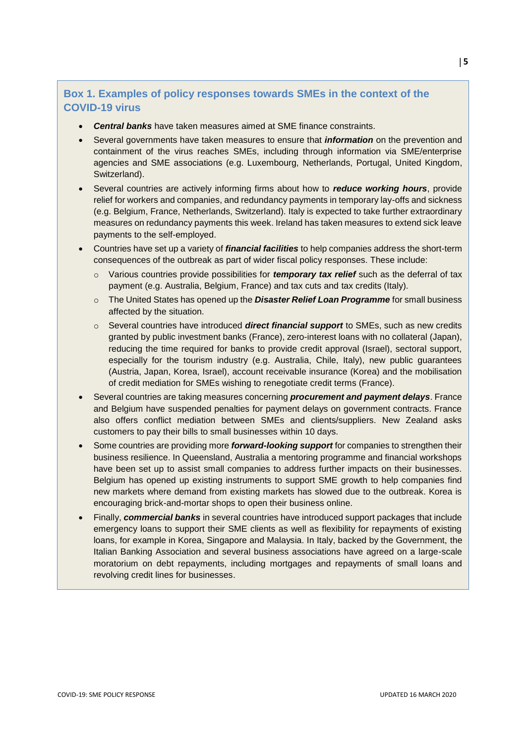### Box 1. Examples of policy responses towards SMEs in the context of the COVID-19 virus

- ***Central banks*** have taken measures aimed at SME finance constraints.
- Several governments have taken measures to ensure that ***information*** on the prevention and containment of the virus reaches SMEs, including through information via SME/enterprise agencies and SME associations (e.g. Luxembourg, Netherlands, Portugal, United Kingdom, Switzerland).
- Several countries are actively informing firms about how to ***reduce working hours***, provide relief for workers and companies, and redundancy payments in temporary lay-offs and sickness (e.g. Belgium, France, Netherlands, Switzerland). Italy is expected to take further extraordinary measures on redundancy payments this week. Ireland has taken measures to extend sick leave payments to the self-employed.
- Countries have set up a variety of ***financial facilities*** to help companies address the short-term consequences of the outbreak as part of wider fiscal policy responses. These include:
  - Various countries provide possibilities for ***temporary tax relief*** such as the deferral of tax payment (e.g. Australia, Belgium, France) and tax cuts and tax credits (Italy).
  - The United States has opened up the ***Disaster Relief Loan Programme*** for small business affected by the situation.
  - Several countries have introduced ***direct financial support*** to SMEs, such as new credits granted by public investment banks (France), zero-interest loans with no collateral (Japan), reducing the time required for banks to provide credit approval (Israel), sectoral support, especially for the tourism industry (e.g. Australia, Chile, Italy), new public guarantees (Austria, Japan, Korea, Israel), account receivable insurance (Korea) and the mobilisation of credit mediation for SMEs wishing to renegotiate credit terms (France).
- Several countries are taking measures concerning ***procurement and payment delays***. France and Belgium have suspended penalties for payment delays on government contracts. France also offers conflict mediation between SMEs and clients/suppliers. New Zealand asks customers to pay their bills to small businesses within 10 days.
- Some countries are providing more ***forward-looking support*** for companies to strengthen their business resilience. In Queensland, Australia a mentoring programme and financial workshops have been set up to assist small companies to address further impacts on their businesses. Belgium has opened up existing instruments to support SME growth to help companies find new markets where demand from existing markets has slowed due to the outbreak. Korea is encouraging brick-and-mortar shops to open their business online.
- Finally, ***commercial banks*** in several countries have introduced support packages that include emergency loans to support their SME clients as well as flexibility for repayments of existing loans, for example in Korea, Singapore and Malaysia. In Italy, backed by the Government, the Italian Banking Association and several business associations have agreed on a large-scale moratorium on debt repayments, including mortgages and repayments of small loans and revolving credit lines for businesses.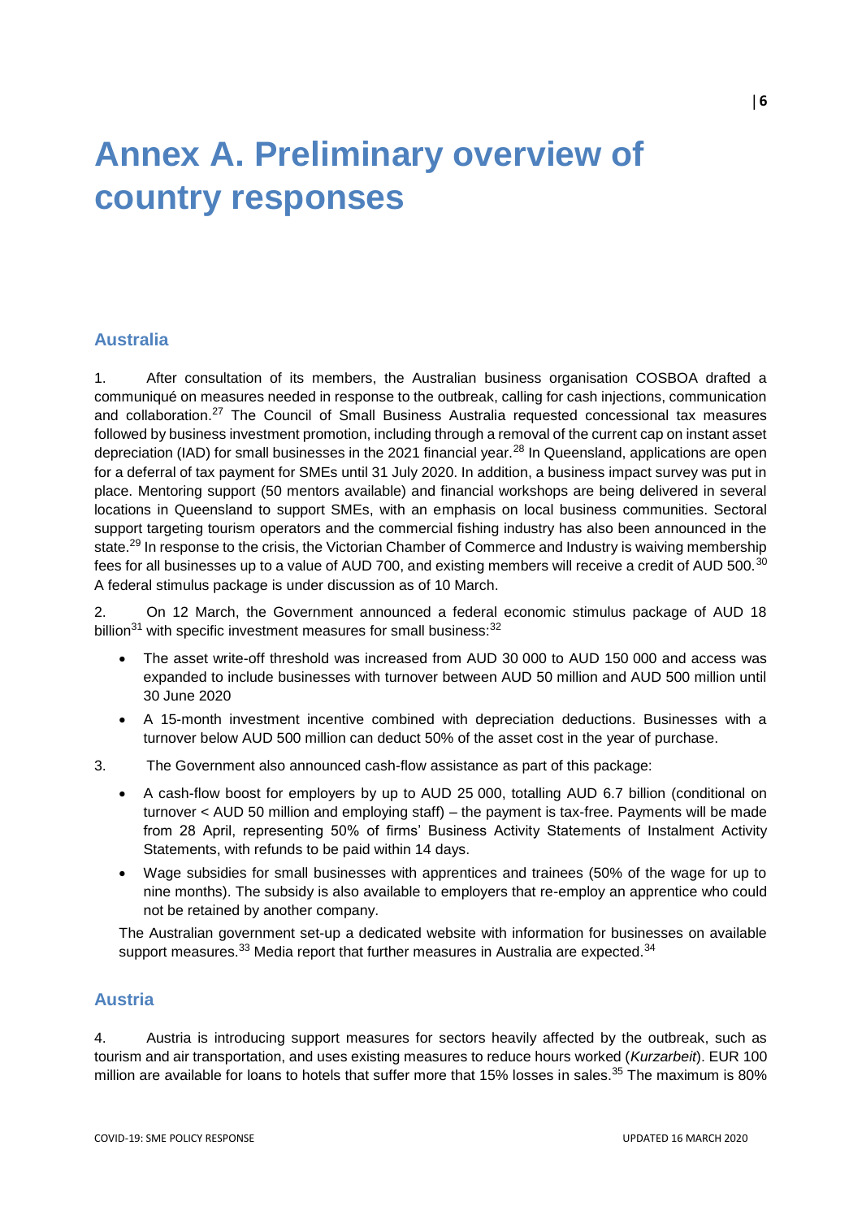# Annex A. Preliminary overview of country responses

## Australia

1. After consultation of its members, the Australian business organisation COSBOA drafted a communiqué on measures needed in response to the outbreak, calling for cash injections, communication and collaboration.[27] The Council of Small Business Australia requested concessional tax measures followed by business investment promotion, including through a removal of the current cap on instant asset depreciation (IAD) for small businesses in the 2021 financial year.[28] In Queensland, applications are open for a deferral of tax payment for SMEs until 31 July 2020. In addition, a business impact survey was put in place. Mentoring support (50 mentors available) and financial workshops are being delivered in several locations in Queensland to support SMEs, with an emphasis on local business communities. Sectoral support targeting tourism operators and the commercial fishing industry has also been announced in the state.[29] In response to the crisis, the Victorian Chamber of Commerce and Industry is waiving membership fees for all businesses up to a value of AUD 700, and existing members will receive a credit of AUD 500.[30] A federal stimulus package is under discussion as of 10 March.

2. On 12 March, the Government announced a federal economic stimulus package of AUD 18 billion[31] with specific investment measures for small business:[32]

- The asset write-off threshold was increased from AUD 30 000 to AUD 150 000 and access was expanded to include businesses with turnover between AUD 50 million and AUD 500 million until 30 June 2020
- A 15-month investment incentive combined with depreciation deductions. Businesses with a turnover below AUD 500 million can deduct 50% of the asset cost in the year of purchase.

3. The Government also announced cash-flow assistance as part of this package:

- A cash-flow boost for employers by up to AUD 25 000, totalling AUD 6.7 billion (conditional on turnover < AUD 50 million and employing staff) – the payment is tax-free. Payments will be made from 28 April, representing 50% of firms' Business Activity Statements of Instalment Activity Statements, with refunds to be paid within 14 days.
- Wage subsidies for small businesses with apprentices and trainees (50% of the wage for up to nine months). The subsidy is also available to employers that re-employ an apprentice who could not be retained by another company.

The Australian government set-up a dedicated website with information for businesses on available support measures.[33] Media report that further measures in Australia are expected.[34]

## Austria

4. Austria is introducing support measures for sectors heavily affected by the outbreak, such as tourism and air transportation, and uses existing measures to reduce hours worked (*Kurzarbeit*). EUR 100 million are available for loans to hotels that suffer more that 15% losses in sales.[35] The maximum is 80%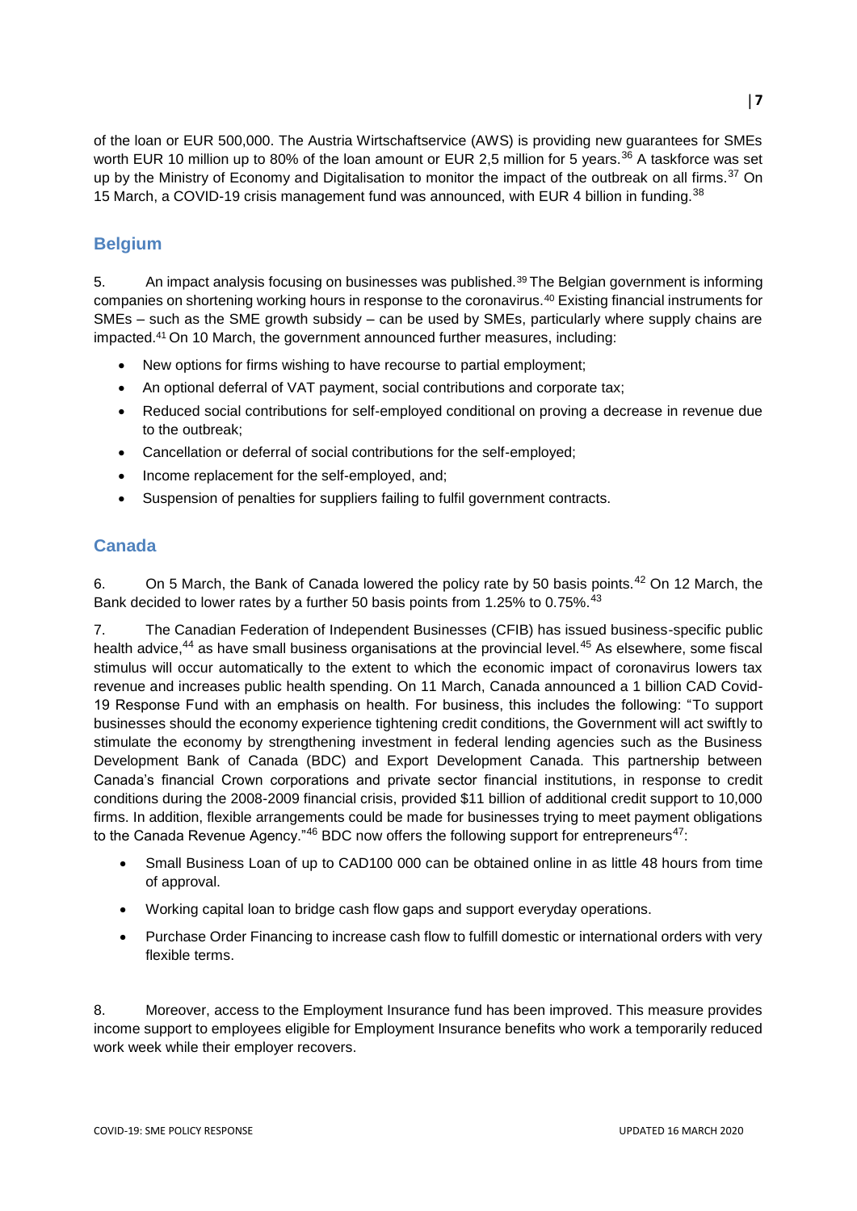of the loan or EUR 500,000. The Austria Wirtschaftservice (AWS) is providing new guarantees for SMEs worth EUR 10 million up to 80% of the loan amount or EUR 2,5 million for 5 years.[36] A taskforce was set up by the Ministry of Economy and Digitalisation to monitor the impact of the outbreak on all firms.[37] On 15 March, a COVID-19 crisis management fund was announced, with EUR 4 billion in funding.[38]

## Belgium

5. An impact analysis focusing on businesses was published.[39] The Belgian government is informing companies on shortening working hours in response to the coronavirus.[40] Existing financial instruments for SMEs – such as the SME growth subsidy – can be used by SMEs, particularly where supply chains are impacted.[41] On 10 March, the government announced further measures, including:

- New options for firms wishing to have recourse to partial employment;
- An optional deferral of VAT payment, social contributions and corporate tax;
- Reduced social contributions for self-employed conditional on proving a decrease in revenue due to the outbreak;
- Cancellation or deferral of social contributions for the self-employed;
- Income replacement for the self-employed, and;
- Suspension of penalties for suppliers failing to fulfil government contracts.

## Canada

6. On 5 March, the Bank of Canada lowered the policy rate by 50 basis points.[42] On 12 March, the Bank decided to lower rates by a further 50 basis points from 1.25% to 0.75%.[43]

7. The Canadian Federation of Independent Businesses (CFIB) has issued business-specific public health advice,[44] as have small business organisations at the provincial level.[45] As elsewhere, some fiscal stimulus will occur automatically to the extent to which the economic impact of coronavirus lowers tax revenue and increases public health spending. On 11 March, Canada announced a 1 billion CAD Covid-19 Response Fund with an emphasis on health. For business, this includes the following: "To support businesses should the economy experience tightening credit conditions, the Government will act swiftly to stimulate the economy by strengthening investment in federal lending agencies such as the Business Development Bank of Canada (BDC) and Export Development Canada. This partnership between Canada's financial Crown corporations and private sector financial institutions, in response to credit conditions during the 2008-2009 financial crisis, provided $11 billion of additional credit support to 10,000 firms. In addition, flexible arrangements could be made for businesses trying to meet payment obligations to the Canada Revenue Agency."[46] BDC now offers the following support for entrepreneurs[47]:

- Small Business Loan of up to CAD100 000 can be obtained online in as little 48 hours from time of approval.
- Working capital loan to bridge cash flow gaps and support everyday operations.
- Purchase Order Financing to increase cash flow to fulfill domestic or international orders with very flexible terms.

8. Moreover, access to the Employment Insurance fund has been improved. This measure provides income support to employees eligible for Employment Insurance benefits who work a temporarily reduced work week while their employer recovers.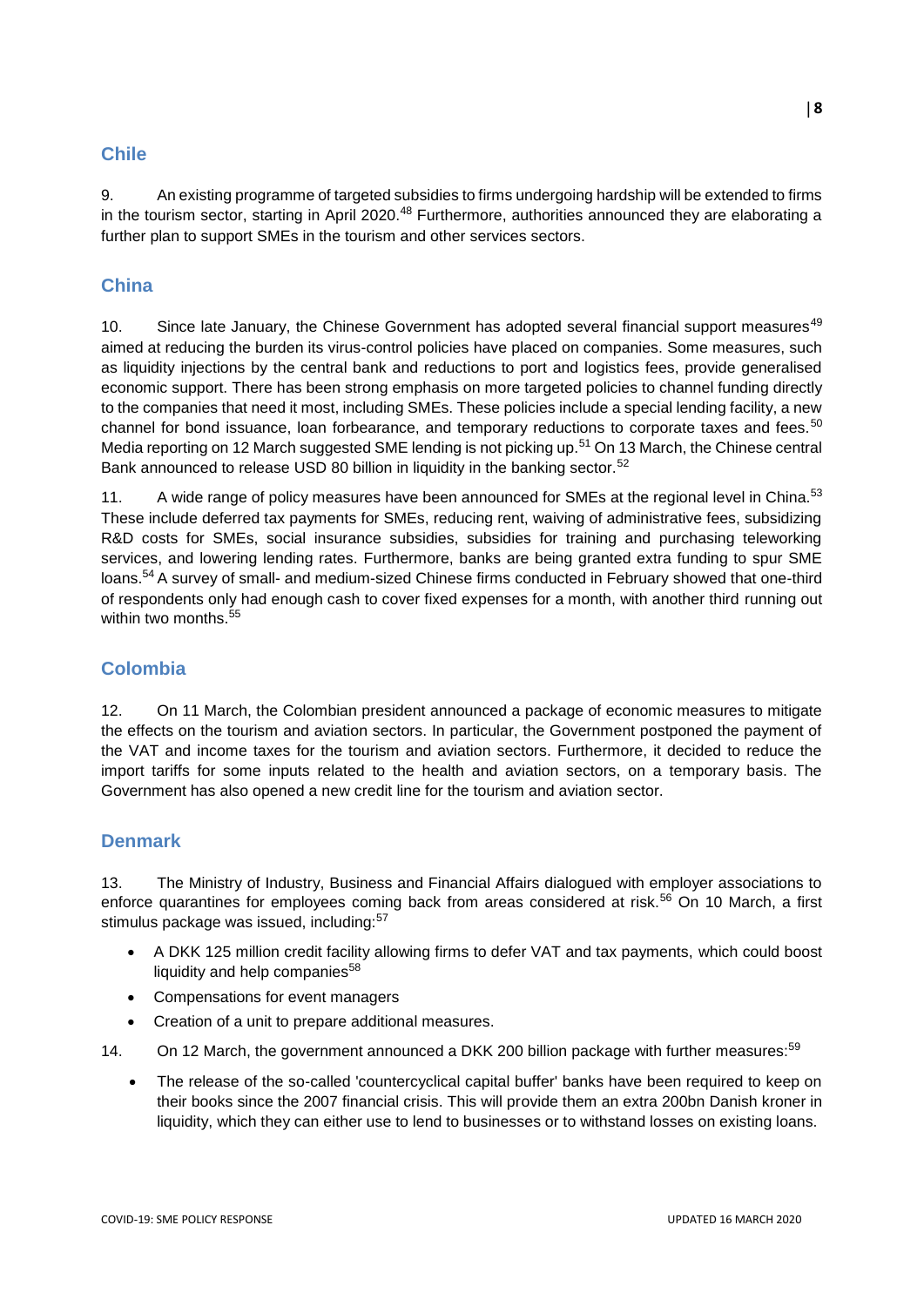## Chile

9. An existing programme of targeted subsidies to firms undergoing hardship will be extended to firms in the tourism sector, starting in April 2020.[48] Furthermore, authorities announced they are elaborating a further plan to support SMEs in the tourism and other services sectors.

## China

10. Since late January, the Chinese Government has adopted several financial support measures[49] aimed at reducing the burden its virus-control policies have placed on companies. Some measures, such as liquidity injections by the central bank and reductions to port and logistics fees, provide generalised economic support. There has been strong emphasis on more targeted policies to channel funding directly to the companies that need it most, including SMEs. These policies include a special lending facility, a new channel for bond issuance, loan forbearance, and temporary reductions to corporate taxes and fees.[50] Media reporting on 12 March suggested SME lending is not picking up.[51] On 13 March, the Chinese central Bank announced to release USD 80 billion in liquidity in the banking sector.[52]

11. A wide range of policy measures have been announced for SMEs at the regional level in China.[53] These include deferred tax payments for SMEs, reducing rent, waiving of administrative fees, subsidizing R&D costs for SMEs, social insurance subsidies, subsidies for training and purchasing teleworking services, and lowering lending rates. Furthermore, banks are being granted extra funding to spur SME loans.[54] A survey of small- and medium-sized Chinese firms conducted in February showed that one-third of respondents only had enough cash to cover fixed expenses for a month, with another third running out within two months.[55]

## Colombia

12. On 11 March, the Colombian president announced a package of economic measures to mitigate the effects on the tourism and aviation sectors. In particular, the Government postponed the payment of the VAT and income taxes for the tourism and aviation sectors. Furthermore, it decided to reduce the import tariffs for some inputs related to the health and aviation sectors, on a temporary basis. The Government has also opened a new credit line for the tourism and aviation sector.

## Denmark

13. The Ministry of Industry, Business and Financial Affairs dialogued with employer associations to enforce quarantines for employees coming back from areas considered at risk.[56] On 10 March, a first stimulus package was issued, including:[57]

- A DKK 125 million credit facility allowing firms to defer VAT and tax payments, which could boost liquidity and help companies[58]
- Compensations for event managers
- Creation of a unit to prepare additional measures.

14. On 12 March, the government announced a DKK 200 billion package with further measures:[59]

- The release of the so-called 'countercyclical capital buffer' banks have been required to keep on their books since the 2007 financial crisis. This will provide them an extra 200bn Danish kroner in liquidity, which they can either use to lend to businesses or to withstand losses on existing loans.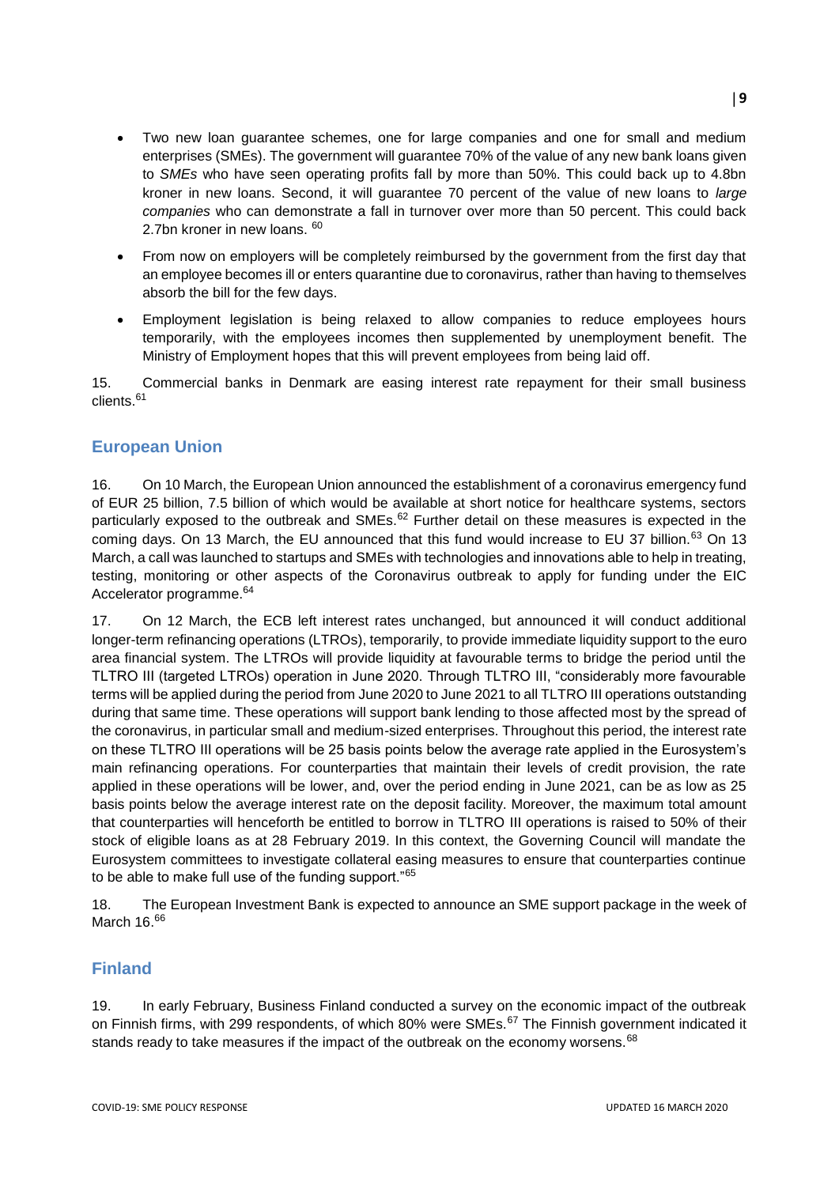- Two new loan guarantee schemes, one for large companies and one for small and medium enterprises (SMEs). The government will guarantee 70% of the value of any new bank loans given to *SMEs* who have seen operating profits fall by more than 50%. This could back up to 4.8bn kroner in new loans. Second, it will guarantee 70 percent of the value of new loans to *large companies* who can demonstrate a fall in turnover over more than 50 percent. This could back 2.7bn kroner in new loans. [60]
- From now on employers will be completely reimbursed by the government from the first day that an employee becomes ill or enters quarantine due to coronavirus, rather than having to themselves absorb the bill for the few days.
- Employment legislation is being relaxed to allow companies to reduce employees hours temporarily, with the employees incomes then supplemented by unemployment benefit. The Ministry of Employment hopes that this will prevent employees from being laid off.

15. Commercial banks in Denmark are easing interest rate repayment for their small business clients.[61]

## European Union

16. On 10 March, the European Union announced the establishment of a coronavirus emergency fund of EUR 25 billion, 7.5 billion of which would be available at short notice for healthcare systems, sectors particularly exposed to the outbreak and SMEs.[62] Further detail on these measures is expected in the coming days. On 13 March, the EU announced that this fund would increase to EU 37 billion.[63] On 13 March, a call was launched to startups and SMEs with technologies and innovations able to help in treating, testing, monitoring or other aspects of the Coronavirus outbreak to apply for funding under the EIC Accelerator programme.[64]

17. On 12 March, the ECB left interest rates unchanged, but announced it will conduct additional longer-term refinancing operations (LTROs), temporarily, to provide immediate liquidity support to the euro area financial system. The LTROs will provide liquidity at favourable terms to bridge the period until the TLTRO III (targeted LTROs) operation in June 2020. Through TLTRO III, "considerably more favourable terms will be applied during the period from June 2020 to June 2021 to all TLTRO III operations outstanding during that same time. These operations will support bank lending to those affected most by the spread of the coronavirus, in particular small and medium-sized enterprises. Throughout this period, the interest rate on these TLTRO III operations will be 25 basis points below the average rate applied in the Eurosystem's main refinancing operations. For counterparties that maintain their levels of credit provision, the rate applied in these operations will be lower, and, over the period ending in June 2021, can be as low as 25 basis points below the average interest rate on the deposit facility. Moreover, the maximum total amount that counterparties will henceforth be entitled to borrow in TLTRO III operations is raised to 50% of their stock of eligible loans as at 28 February 2019. In this context, the Governing Council will mandate the Eurosystem committees to investigate collateral easing measures to ensure that counterparties continue to be able to make full use of the funding support."[65]

18. The European Investment Bank is expected to announce an SME support package in the week of March 16.[66]

## Finland

19. In early February, Business Finland conducted a survey on the economic impact of the outbreak on Finnish firms, with 299 respondents, of which 80% were SMEs.[67] The Finnish government indicated it stands ready to take measures if the impact of the outbreak on the economy worsens.[68]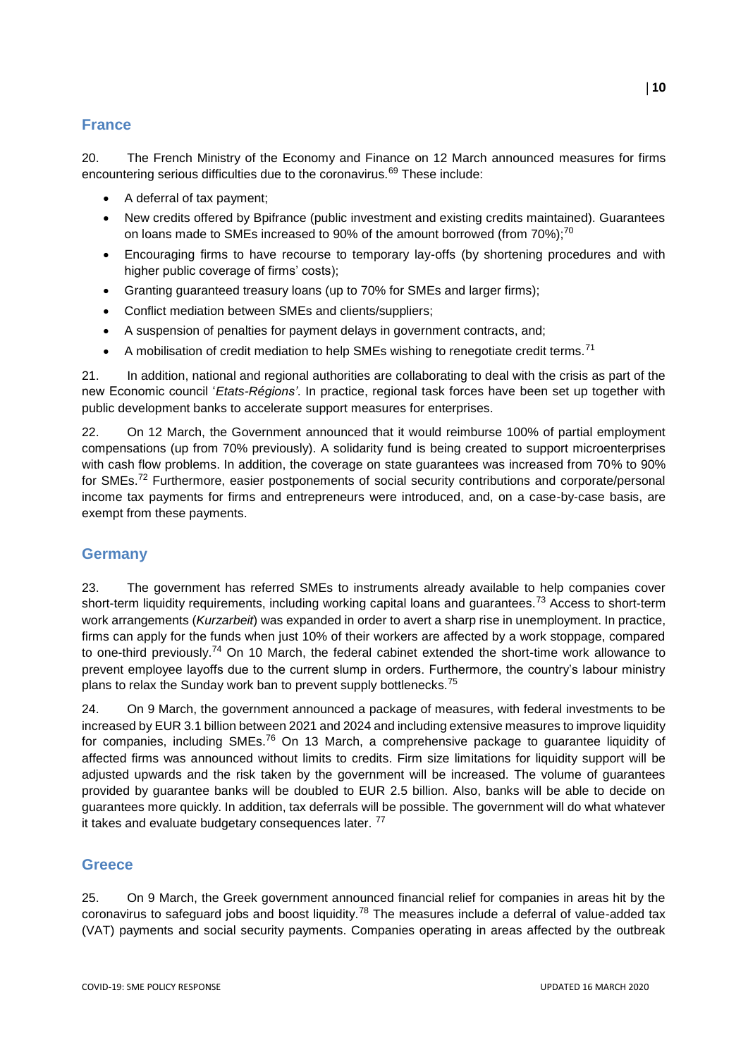## France

20. The French Ministry of the Economy and Finance on 12 March announced measures for firms encountering serious difficulties due to the coronavirus.[69] These include:

- A deferral of tax payment;
- New credits offered by Bpifrance (public investment and existing credits maintained). Guarantees on loans made to SMEs increased to 90% of the amount borrowed (from 70%);[70]
- Encouraging firms to have recourse to temporary lay-offs (by shortening procedures and with higher public coverage of firms' costs);
- Granting guaranteed treasury loans (up to 70% for SMEs and larger firms);
- Conflict mediation between SMEs and clients/suppliers;
- A suspension of penalties for payment delays in government contracts, and;
- A mobilisation of credit mediation to help SMEs wishing to renegotiate credit terms.[71]

21. In addition, national and regional authorities are collaborating to deal with the crisis as part of the new Economic council '*Etats-Régions'*. In practice, regional task forces have been set up together with public development banks to accelerate support measures for enterprises.

22. On 12 March, the Government announced that it would reimburse 100% of partial employment compensations (up from 70% previously). A solidarity fund is being created to support microenterprises with cash flow problems. In addition, the coverage on state guarantees was increased from 70% to 90% for SMEs.[72] Furthermore, easier postponements of social security contributions and corporate/personal income tax payments for firms and entrepreneurs were introduced, and, on a case-by-case basis, are exempt from these payments.

## Germany

23. The government has referred SMEs to instruments already available to help companies cover short-term liquidity requirements, including working capital loans and guarantees.[73] Access to short-term work arrangements (*Kurzarbeit*) was expanded in order to avert a sharp rise in unemployment. In practice, firms can apply for the funds when just 10% of their workers are affected by a work stoppage, compared to one-third previously.[74] On 10 March, the federal cabinet extended the short-time work allowance to prevent employee layoffs due to the current slump in orders. Furthermore, the country's labour ministry plans to relax the Sunday work ban to prevent supply bottlenecks.[75]

24. On 9 March, the government announced a package of measures, with federal investments to be increased by EUR 3.1 billion between 2021 and 2024 and including extensive measures to improve liquidity for companies, including SMEs.[76] On 13 March, a comprehensive package to guarantee liquidity of affected firms was announced without limits to credits. Firm size limitations for liquidity support will be adjusted upwards and the risk taken by the government will be increased. The volume of guarantees provided by guarantee banks will be doubled to EUR 2.5 billion. Also, banks will be able to decide on guarantees more quickly. In addition, tax deferrals will be possible. The government will do what whatever it takes and evaluate budgetary consequences later. [77]

## Greece

25. On 9 March, the Greek government announced financial relief for companies in areas hit by the coronavirus to safeguard jobs and boost liquidity.[78] The measures include a deferral of value-added tax (VAT) payments and social security payments. Companies operating in areas affected by the outbreak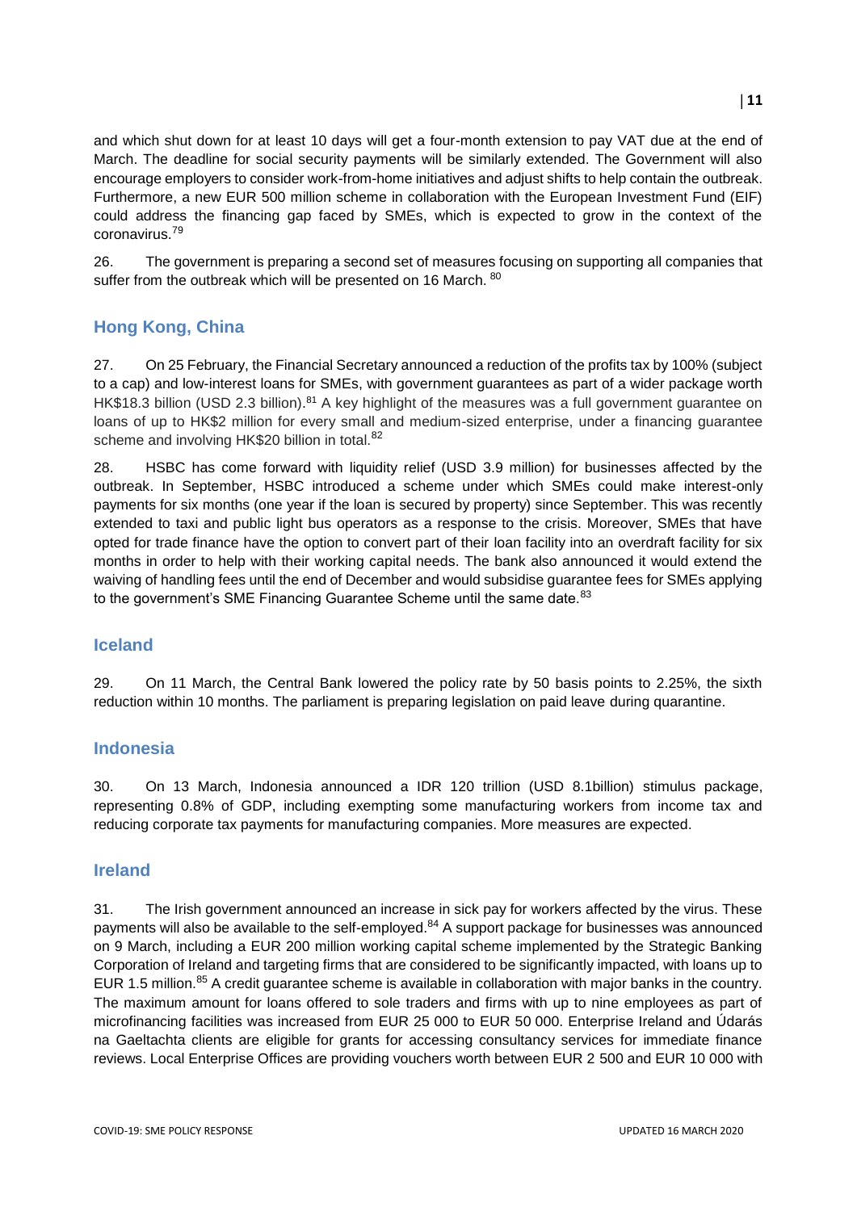and which shut down for at least 10 days will get a four-month extension to pay VAT due at the end of March. The deadline for social security payments will be similarly extended. The Government will also encourage employers to consider work-from-home initiatives and adjust shifts to help contain the outbreak. Furthermore, a new EUR 500 million scheme in collaboration with the European Investment Fund (EIF) could address the financing gap faced by SMEs, which is expected to grow in the context of the coronavirus.[79]

26. The government is preparing a second set of measures focusing on supporting all companies that suffer from the outbreak which will be presented on 16 March. [80]

## Hong Kong, China

27. On 25 February, the Financial Secretary announced a reduction of the profits tax by 100% (subject to a cap) and low-interest loans for SMEs, with government guarantees as part of a wider package worth HK$18.3 billion (USD 2.3 billion).[81] A key highlight of the measures was a full government guarantee on loans of up to HK$2 million for every small and medium-sized enterprise, under a financing guarantee scheme and involving HK$20 billion in total.[82]

28. HSBC has come forward with liquidity relief (USD 3.9 million) for businesses affected by the outbreak. In September, HSBC introduced a scheme under which SMEs could make interest-only payments for six months (one year if the loan is secured by property) since September. This was recently extended to taxi and public light bus operators as a response to the crisis. Moreover, SMEs that have opted for trade finance have the option to convert part of their loan facility into an overdraft facility for six months in order to help with their working capital needs. The bank also announced it would extend the waiving of handling fees until the end of December and would subsidise guarantee fees for SMEs applying to the government's SME Financing Guarantee Scheme until the same date.[83]

## Iceland

29. On 11 March, the Central Bank lowered the policy rate by 50 basis points to 2.25%, the sixth reduction within 10 months. The parliament is preparing legislation on paid leave during quarantine.

## Indonesia

30. On 13 March, Indonesia announced a IDR 120 trillion (USD 8.1billion) stimulus package, representing 0.8% of GDP, including exempting some manufacturing workers from income tax and reducing corporate tax payments for manufacturing companies. More measures are expected.

## Ireland

31. The Irish government announced an increase in sick pay for workers affected by the virus. These payments will also be available to the self-employed.[84] A support package for businesses was announced on 9 March, including a EUR 200 million working capital scheme implemented by the Strategic Banking Corporation of Ireland and targeting firms that are considered to be significantly impacted, with loans up to EUR 1.5 million.[85] A credit guarantee scheme is available in collaboration with major banks in the country. The maximum amount for loans offered to sole traders and firms with up to nine employees as part of microfinancing facilities was increased from EUR 25 000 to EUR 50 000. Enterprise Ireland and Údarás na Gaeltachta clients are eligible for grants for accessing consultancy services for immediate finance reviews. Local Enterprise Offices are providing vouchers worth between EUR 2 500 and EUR 10 000 with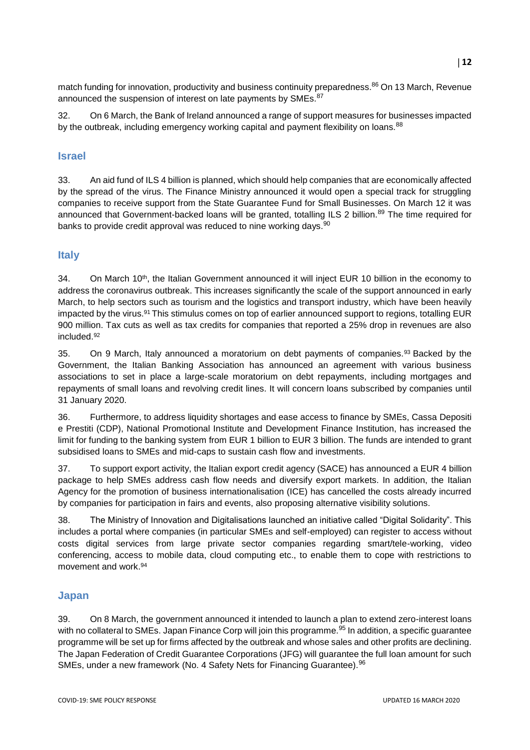match funding for innovation, productivity and business continuity preparedness.[86] On 13 March, Revenue announced the suspension of interest on late payments by SMEs.[87]

32. On 6 March, the Bank of Ireland announced a range of support measures for businesses impacted by the outbreak, including emergency working capital and payment flexibility on loans.[88]

## Israel

33. An aid fund of ILS 4 billion is planned, which should help companies that are economically affected by the spread of the virus. The Finance Ministry announced it would open a special track for struggling companies to receive support from the State Guarantee Fund for Small Businesses. On March 12 it was announced that Government-backed loans will be granted, totalling ILS 2 billion.[89] The time required for banks to provide credit approval was reduced to nine working days.[90]

## Italy

34. On March 10th, the Italian Government announced it will inject EUR 10 billion in the economy to address the coronavirus outbreak. This increases significantly the scale of the support announced in early March, to help sectors such as tourism and the logistics and transport industry, which have been heavily impacted by the virus.[91] This stimulus comes on top of earlier announced support to regions, totalling EUR 900 million. Tax cuts as well as tax credits for companies that reported a 25% drop in revenues are also included.[92]

35. On 9 March, Italy announced a moratorium on debt payments of companies.[93] Backed by the Government, the Italian Banking Association has announced an agreement with various business associations to set in place a large-scale moratorium on debt repayments, including mortgages and repayments of small loans and revolving credit lines. It will concern loans subscribed by companies until 31 January 2020.

36. Furthermore, to address liquidity shortages and ease access to finance by SMEs, Cassa Depositi e Prestiti (CDP), National Promotional Institute and Development Finance Institution, has increased the limit for funding to the banking system from EUR 1 billion to EUR 3 billion. The funds are intended to grant subsidised loans to SMEs and mid-caps to sustain cash flow and investments.

37. To support export activity, the Italian export credit agency (SACE) has announced a EUR 4 billion package to help SMEs address cash flow needs and diversify export markets. In addition, the Italian Agency for the promotion of business internationalisation (ICE) has cancelled the costs already incurred by companies for participation in fairs and events, also proposing alternative visibility solutions.

38. The Ministry of Innovation and Digitalisations launched an initiative called "Digital Solidarity". This includes a portal where companies (in particular SMEs and self-employed) can register to access without costs digital services from large private sector companies regarding smart/tele-working, video conferencing, access to mobile data, cloud computing etc., to enable them to cope with restrictions to movement and work.[94]

## Japan

39. On 8 March, the government announced it intended to launch a plan to extend zero-interest loans with no collateral to SMEs. Japan Finance Corp will join this programme.[95] In addition, a specific guarantee programme will be set up for firms affected by the outbreak and whose sales and other profits are declining. The Japan Federation of Credit Guarantee Corporations (JFG) will guarantee the full loan amount for such SMEs, under a new framework (No. 4 Safety Nets for Financing Guarantee).[96]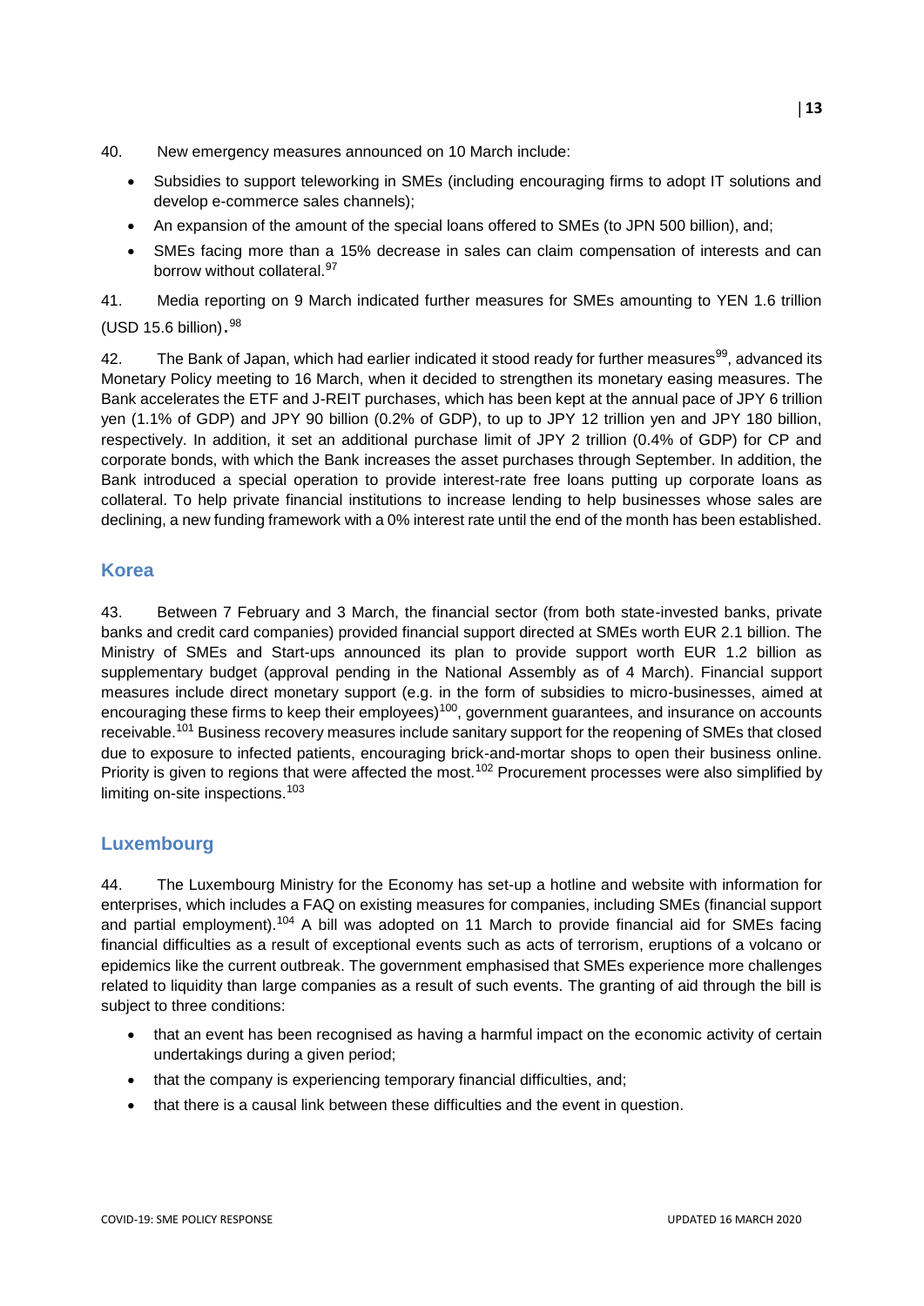40. New emergency measures announced on 10 March include:

- Subsidies to support teleworking in SMEs (including encouraging firms to adopt IT solutions and develop e-commerce sales channels);
- An expansion of the amount of the special loans offered to SMEs (to JPN 500 billion), and;
- SMEs facing more than a 15% decrease in sales can claim compensation of interests and can borrow without collateral.[97]

41. Media reporting on 9 March indicated further measures for SMEs amounting to YEN 1.6 trillion (USD 15.6 billion).[98]

42. The Bank of Japan, which had earlier indicated it stood ready for further measures[99], advanced its Monetary Policy meeting to 16 March, when it decided to strengthen its monetary easing measures. The Bank accelerates the ETF and J-REIT purchases, which has been kept at the annual pace of JPY 6 trillion yen (1.1% of GDP) and JPY 90 billion (0.2% of GDP), to up to JPY 12 trillion yen and JPY 180 billion, respectively. In addition, it set an additional purchase limit of JPY 2 trillion (0.4% of GDP) for CP and corporate bonds, with which the Bank increases the asset purchases through September. In addition, the Bank introduced a special operation to provide interest-rate free loans putting up corporate loans as collateral. To help private financial institutions to increase lending to help businesses whose sales are declining, a new funding framework with a 0% interest rate until the end of the month has been established.

## Korea

43. Between 7 February and 3 March, the financial sector (from both state-invested banks, private banks and credit card companies) provided financial support directed at SMEs worth EUR 2.1 billion. The Ministry of SMEs and Start-ups announced its plan to provide support worth EUR 1.2 billion as supplementary budget (approval pending in the National Assembly as of 4 March). Financial support measures include direct monetary support (e.g. in the form of subsidies to micro-businesses, aimed at encouraging these firms to keep their employees)[100], government guarantees, and insurance on accounts receivable.[101] Business recovery measures include sanitary support for the reopening of SMEs that closed due to exposure to infected patients, encouraging brick-and-mortar shops to open their business online. Priority is given to regions that were affected the most.[102] Procurement processes were also simplified by limiting on-site inspections.[103]

## Luxembourg

44. The Luxembourg Ministry for the Economy has set-up a hotline and website with information for enterprises, which includes a FAQ on existing measures for companies, including SMEs (financial support and partial employment).[104] A bill was adopted on 11 March to provide financial aid for SMEs facing financial difficulties as a result of exceptional events such as acts of terrorism, eruptions of a volcano or epidemics like the current outbreak. The government emphasised that SMEs experience more challenges related to liquidity than large companies as a result of such events. The granting of aid through the bill is subject to three conditions:

- that an event has been recognised as having a harmful impact on the economic activity of certain undertakings during a given period;
- that the company is experiencing temporary financial difficulties, and;
- that there is a causal link between these difficulties and the event in question.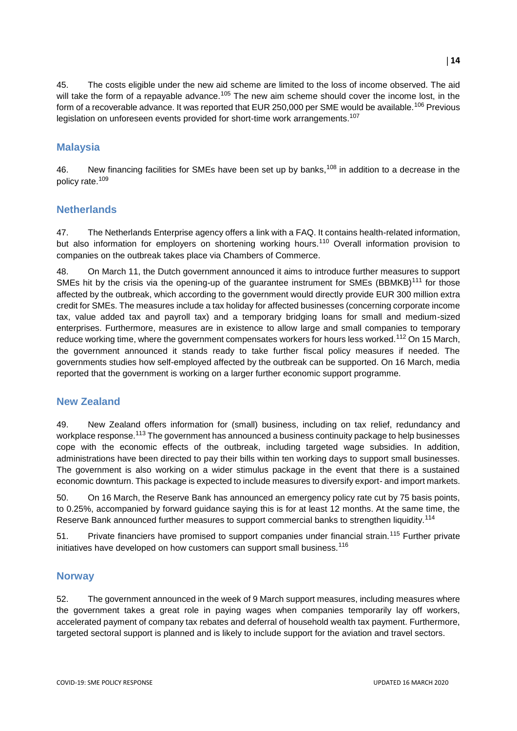45. The costs eligible under the new aid scheme are limited to the loss of income observed. The aid will take the form of a repayable advance.[105] The new aim scheme should cover the income lost, in the form of a recoverable advance. It was reported that EUR 250,000 per SME would be available.[106] Previous legislation on unforeseen events provided for short-time work arrangements.[107]

## Malaysia

46. New financing facilities for SMEs have been set up by banks,[108] in addition to a decrease in the policy rate.[109]

## Netherlands

47. The Netherlands Enterprise agency offers a link with a FAQ. It contains health-related information, but also information for employers on shortening working hours.[110] Overall information provision to companies on the outbreak takes place via Chambers of Commerce.

48. On March 11, the Dutch government announced it aims to introduce further measures to support SMEs hit by the crisis via the opening-up of the guarantee instrument for SMEs (BBMKB)[111] for those affected by the outbreak, which according to the government would directly provide EUR 300 million extra credit for SMEs. The measures include a tax holiday for affected businesses (concerning corporate income tax, value added tax and payroll tax) and a temporary bridging loans for small and medium-sized enterprises. Furthermore, measures are in existence to allow large and small companies to temporary reduce working time, where the government compensates workers for hours less worked.[112] On 15 March, the government announced it stands ready to take further fiscal policy measures if needed. The governments studies how self-employed affected by the outbreak can be supported. On 16 March, media reported that the government is working on a larger further economic support programme.

## New Zealand

49. New Zealand offers information for (small) business, including on tax relief, redundancy and workplace response.[113] The government has announced a business continuity package to help businesses cope with the economic effects of the outbreak, including targeted wage subsidies. In addition, administrations have been directed to pay their bills within ten working days to support small businesses. The government is also working on a wider stimulus package in the event that there is a sustained economic downturn. This package is expected to include measures to diversify export- and import markets.

50. On 16 March, the Reserve Bank has announced an emergency policy rate cut by 75 basis points, to 0.25%, accompanied by forward guidance saying this is for at least 12 months. At the same time, the Reserve Bank announced further measures to support commercial banks to strengthen liquidity.[114]

51. Private financiers have promised to support companies under financial strain.[115] Further private initiatives have developed on how customers can support small business.[116]

## Norway

52. The government announced in the week of 9 March support measures, including measures where the government takes a great role in paying wages when companies temporarily lay off workers, accelerated payment of company tax rebates and deferral of household wealth tax payment. Furthermore, targeted sectoral support is planned and is likely to include support for the aviation and travel sectors.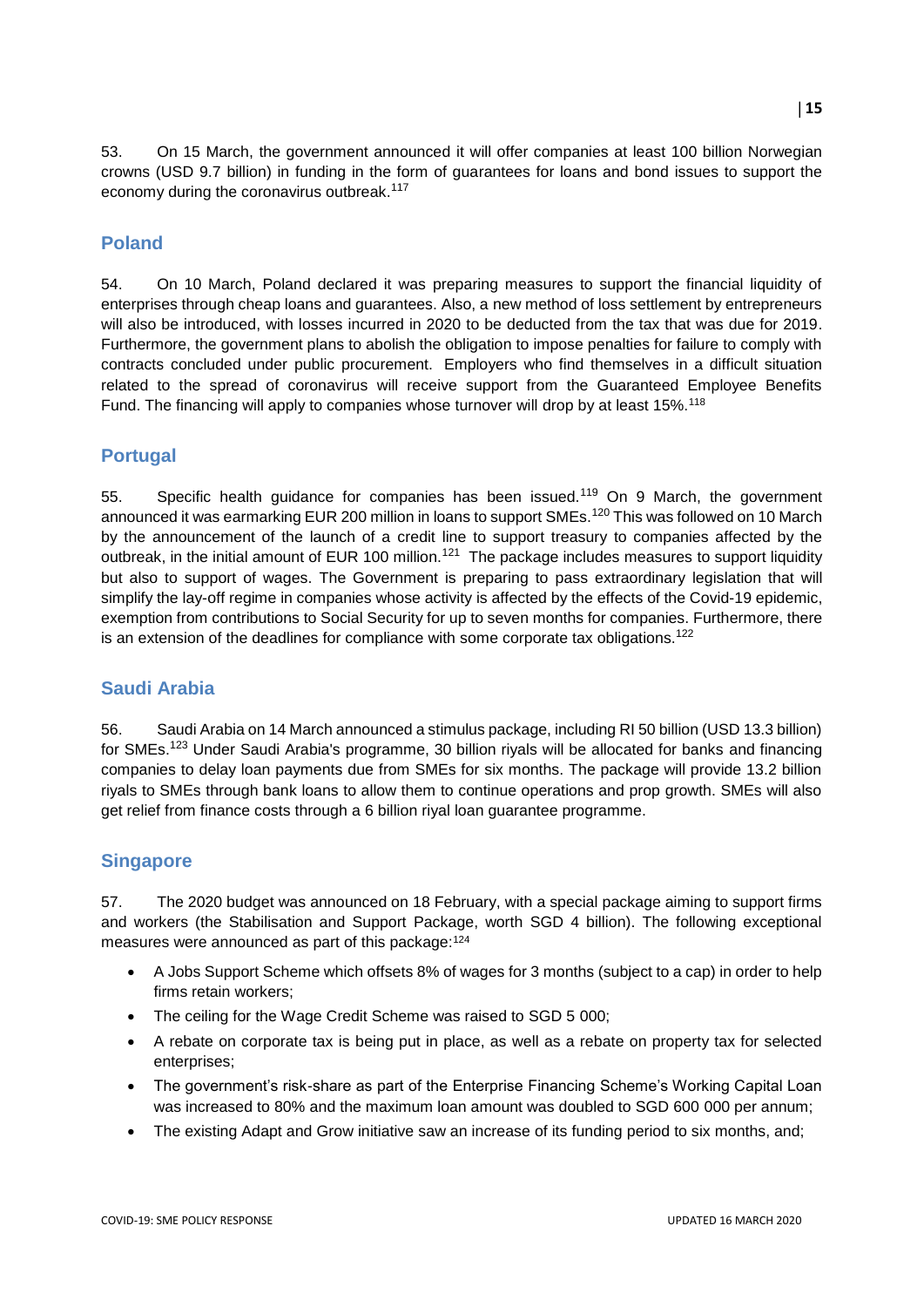53. On 15 March, the government announced it will offer companies at least 100 billion Norwegian crowns (USD 9.7 billion) in funding in the form of guarantees for loans and bond issues to support the economy during the coronavirus outbreak.[117]

## Poland

54. On 10 March, Poland declared it was preparing measures to support the financial liquidity of enterprises through cheap loans and guarantees. Also, a new method of loss settlement by entrepreneurs will also be introduced, with losses incurred in 2020 to be deducted from the tax that was due for 2019. Furthermore, the government plans to abolish the obligation to impose penalties for failure to comply with contracts concluded under public procurement. Employers who find themselves in a difficult situation related to the spread of coronavirus will receive support from the Guaranteed Employee Benefits Fund. The financing will apply to companies whose turnover will drop by at least 15%.[118]

## Portugal

55. Specific health guidance for companies has been issued.[119] On 9 March, the government announced it was earmarking EUR 200 million in loans to support SMEs.[120] This was followed on 10 March by the announcement of the launch of a credit line to support treasury to companies affected by the outbreak, in the initial amount of EUR 100 million.[121] The package includes measures to support liquidity but also to support of wages. The Government is preparing to pass extraordinary legislation that will simplify the lay-off regime in companies whose activity is affected by the effects of the Covid-19 epidemic, exemption from contributions to Social Security for up to seven months for companies. Furthermore, there is an extension of the deadlines for compliance with some corporate tax obligations.[122]

## Saudi Arabia

56. Saudi Arabia on 14 March announced a stimulus package, including RI 50 billion (USD 13.3 billion) for SMEs.[123] Under Saudi Arabia's programme, 30 billion riyals will be allocated for banks and financing companies to delay loan payments due from SMEs for six months. The package will provide 13.2 billion riyals to SMEs through bank loans to allow them to continue operations and prop growth. SMEs will also get relief from finance costs through a 6 billion riyal loan guarantee programme.

## Singapore

57. The 2020 budget was announced on 18 February, with a special package aiming to support firms and workers (the Stabilisation and Support Package, worth SGD 4 billion). The following exceptional measures were announced as part of this package:[124]

- A Jobs Support Scheme which offsets 8% of wages for 3 months (subject to a cap) in order to help firms retain workers;
- The ceiling for the Wage Credit Scheme was raised to SGD 5 000;
- A rebate on corporate tax is being put in place, as well as a rebate on property tax for selected enterprises;
- The government's risk-share as part of the Enterprise Financing Scheme's Working Capital Loan was increased to 80% and the maximum loan amount was doubled to SGD 600 000 per annum;
- The existing Adapt and Grow initiative saw an increase of its funding period to six months, and;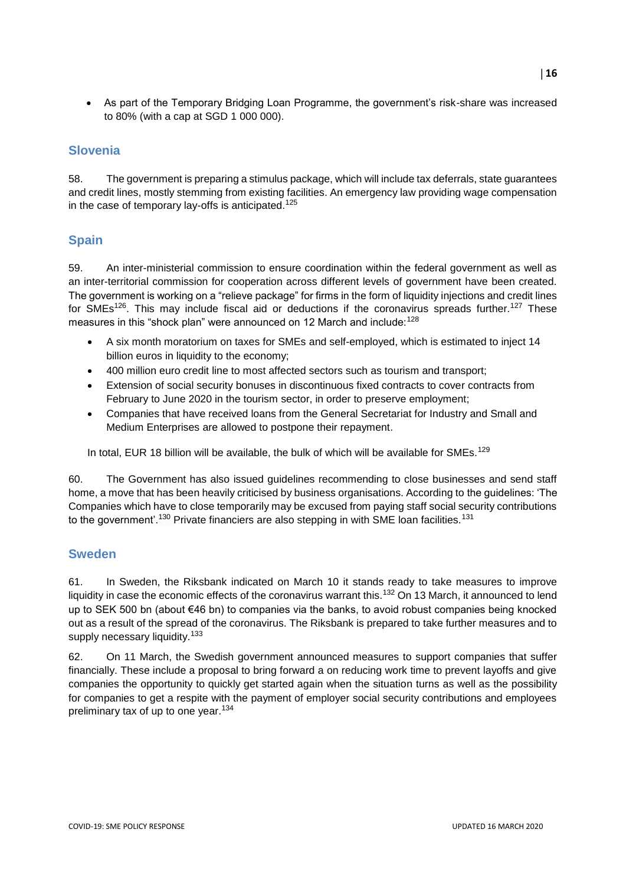- As part of the Temporary Bridging Loan Programme, the government's risk-share was increased to 80% (with a cap at SGD 1 000 000).

## Slovenia

58. The government is preparing a stimulus package, which will include tax deferrals, state guarantees and credit lines, mostly stemming from existing facilities. An emergency law providing wage compensation in the case of temporary lay-offs is anticipated.[125]

## Spain

59. An inter-ministerial commission to ensure coordination within the federal government as well as an inter-territorial commission for cooperation across different levels of government have been created. The government is working on a "relieve package" for firms in the form of liquidity injections and credit lines for SMEs[126]. This may include fiscal aid or deductions if the coronavirus spreads further.[127] These measures in this "shock plan" were announced on 12 March and include:[128]

- A six month moratorium on taxes for SMEs and self-employed, which is estimated to inject 14 billion euros in liquidity to the economy;
- 400 million euro credit line to most affected sectors such as tourism and transport;
- Extension of social security bonuses in discontinuous fixed contracts to cover contracts from February to June 2020 in the tourism sector, in order to preserve employment;
- Companies that have received loans from the General Secretariat for Industry and Small and Medium Enterprises are allowed to postpone their repayment.

In total, EUR 18 billion will be available, the bulk of which will be available for SMEs.[129]

60. The Government has also issued guidelines recommending to close businesses and send staff home, a move that has been heavily criticised by business organisations. According to the guidelines: 'The Companies which have to close temporarily may be excused from paying staff social security contributions to the government'.[130] Private financiers are also stepping in with SME loan facilities.[131]

## Sweden

61. In Sweden, the Riksbank indicated on March 10 it stands ready to take measures to improve liquidity in case the economic effects of the coronavirus warrant this.[132] On 13 March, it announced to lend up to SEK 500 bn (about €46 bn) to companies via the banks, to avoid robust companies being knocked out as a result of the spread of the coronavirus. The Riksbank is prepared to take further measures and to supply necessary liquidity.[133]

62. On 11 March, the Swedish government announced measures to support companies that suffer financially. These include a proposal to bring forward a on reducing work time to prevent layoffs and give companies the opportunity to quickly get started again when the situation turns as well as the possibility for companies to get a respite with the payment of employer social security contributions and employees preliminary tax of up to one year.[134]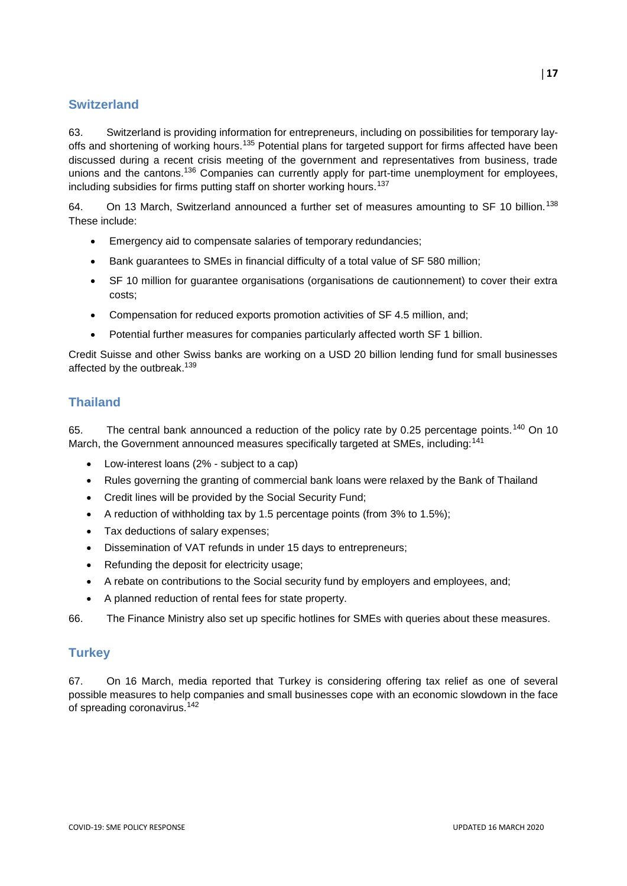## Switzerland

63. Switzerland is providing information for entrepreneurs, including on possibilities for temporary lay-offs and shortening of working hours.[135] Potential plans for targeted support for firms affected have been discussed during a recent crisis meeting of the government and representatives from business, trade unions and the cantons.[136] Companies can currently apply for part-time unemployment for employees, including subsidies for firms putting staff on shorter working hours.[137]

64. On 13 March, Switzerland announced a further set of measures amounting to SF 10 billion.[138] These include:

- Emergency aid to compensate salaries of temporary redundancies;
- Bank guarantees to SMEs in financial difficulty of a total value of SF 580 million;
- SF 10 million for guarantee organisations (organisations de cautionnement) to cover their extra costs;
- Compensation for reduced exports promotion activities of SF 4.5 million, and;
- Potential further measures for companies particularly affected worth SF 1 billion.

Credit Suisse and other Swiss banks are working on a USD 20 billion lending fund for small businesses affected by the outbreak.[139]

## Thailand

65. The central bank announced a reduction of the policy rate by 0.25 percentage points.[140] On 10 March, the Government announced measures specifically targeted at SMEs, including:[141]

- Low-interest loans (2% - subject to a cap)
- Rules governing the granting of commercial bank loans were relaxed by the Bank of Thailand
- Credit lines will be provided by the Social Security Fund;
- A reduction of withholding tax by 1.5 percentage points (from 3% to 1.5%);
- Tax deductions of salary expenses;
- Dissemination of VAT refunds in under 15 days to entrepreneurs;
- Refunding the deposit for electricity usage;
- A rebate on contributions to the Social security fund by employers and employees, and;
- A planned reduction of rental fees for state property.

66. The Finance Ministry also set up specific hotlines for SMEs with queries about these measures.

## Turkey

67. On 16 March, media reported that Turkey is considering offering tax relief as one of several possible measures to help companies and small businesses cope with an economic slowdown in the face of spreading coronavirus.[142]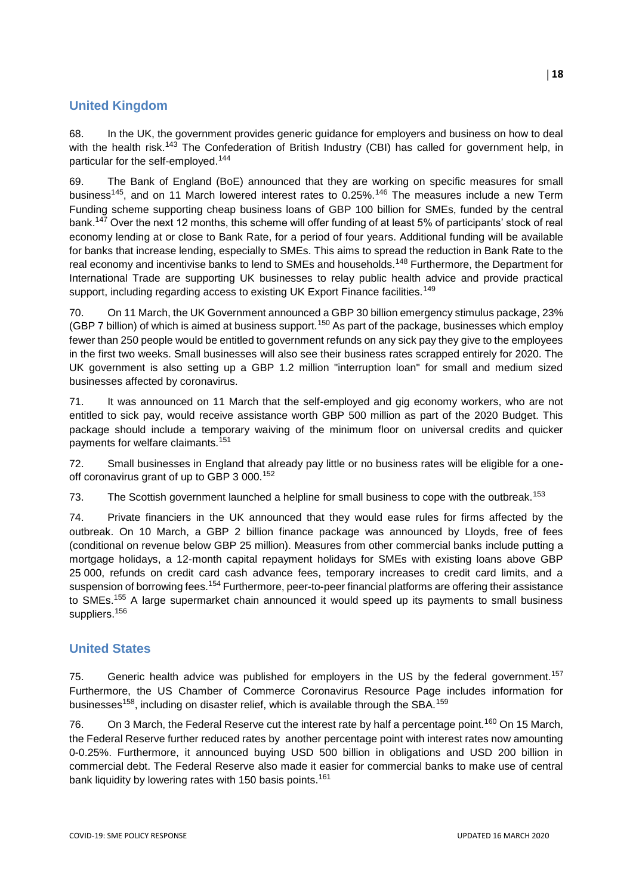## United Kingdom

68. In the UK, the government provides generic guidance for employers and business on how to deal with the health risk.[143] The Confederation of British Industry (CBI) has called for government help, in particular for the self-employed.[144]

69. The Bank of England (BoE) announced that they are working on specific measures for small business[145], and on 11 March lowered interest rates to 0.25%.[146] The measures include a new Term Funding scheme supporting cheap business loans of GBP 100 billion for SMEs, funded by the central bank.[147] Over the next 12 months, this scheme will offer funding of at least 5% of participants' stock of real economy lending at or close to Bank Rate, for a period of four years. Additional funding will be available for banks that increase lending, especially to SMEs. This aims to spread the reduction in Bank Rate to the real economy and incentivise banks to lend to SMEs and households.[148] Furthermore, the Department for International Trade are supporting UK businesses to relay public health advice and provide practical support, including regarding access to existing UK Export Finance facilities.[149]

70. On 11 March, the UK Government announced a GBP 30 billion emergency stimulus package, 23% (GBP 7 billion) of which is aimed at business support.[150] As part of the package, businesses which employ fewer than 250 people would be entitled to government refunds on any sick pay they give to the employees in the first two weeks. Small businesses will also see their business rates scrapped entirely for 2020. The UK government is also setting up a GBP 1.2 million "interruption loan" for small and medium sized businesses affected by coronavirus.

71. It was announced on 11 March that the self-employed and gig economy workers, who are not entitled to sick pay, would receive assistance worth GBP 500 million as part of the 2020 Budget. This package should include a temporary waiving of the minimum floor on universal credits and quicker payments for welfare claimants.[151]

72. Small businesses in England that already pay little or no business rates will be eligible for a one-off coronavirus grant of up to GBP 3 000.[152]

73. The Scottish government launched a helpline for small business to cope with the outbreak.[153]

74. Private financiers in the UK announced that they would ease rules for firms affected by the outbreak. On 10 March, a GBP 2 billion finance package was announced by Lloyds, free of fees (conditional on revenue below GBP 25 million). Measures from other commercial banks include putting a mortgage holidays, a 12-month capital repayment holidays for SMEs with existing loans above GBP 25 000, refunds on credit card cash advance fees, temporary increases to credit card limits, and a suspension of borrowing fees.[154] Furthermore, peer-to-peer financial platforms are offering their assistance to SMEs.[155] A large supermarket chain announced it would speed up its payments to small business suppliers.[156]

## United States

75. Generic health advice was published for employers in the US by the federal government.[157] Furthermore, the US Chamber of Commerce Coronavirus Resource Page includes information for businesses[158], including on disaster relief, which is available through the SBA.[159]

76. On 3 March, the Federal Reserve cut the interest rate by half a percentage point.[160] On 15 March, the Federal Reserve further reduced rates by another percentage point with interest rates now amounting 0-0.25%. Furthermore, it announced buying USD 500 billion in obligations and USD 200 billion in commercial debt. The Federal Reserve also made it easier for commercial banks to make use of central bank liquidity by lowering rates with 150 basis points.[161]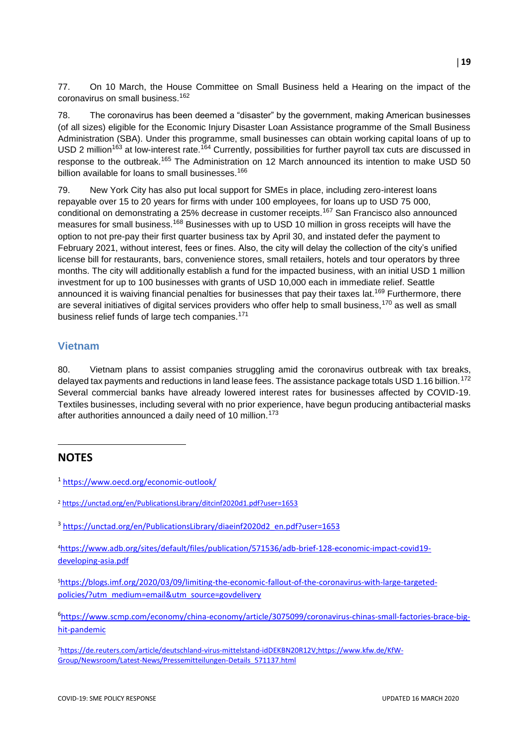77. On 10 March, the House Committee on Small Business held a Hearing on the impact of the coronavirus on small business.[162]

78. The coronavirus has been deemed a "disaster" by the government, making American businesses (of all sizes) eligible for the Economic Injury Disaster Loan Assistance programme of the Small Business Administration (SBA). Under this programme, small businesses can obtain working capital loans of up to USD 2 million[163] at low-interest rate.[164] Currently, possibilities for further payroll tax cuts are discussed in response to the outbreak.[165] The Administration on 12 March announced its intention to make USD 50 billion available for loans to small businesses.[166]

79. New York City has also put local support for SMEs in place, including zero-interest loans repayable over 15 to 20 years for firms with under 100 employees, for loans up to USD 75 000, conditional on demonstrating a 25% decrease in customer receipts.[167] San Francisco also announced measures for small business.[168] Businesses with up to USD 10 million in gross receipts will have the option to not pre-pay their first quarter business tax by April 30, and instated defer the payment to February 2021, without interest, fees or fines. Also, the city will delay the collection of the city's unified license bill for restaurants, bars, convenience stores, small retailers, hotels and tour operators by three months. The city will additionally establish a fund for the impacted business, with an initial USD 1 million investment for up to 100 businesses with grants of USD 10,000 each in immediate relief. Seattle announced it is waiving financial penalties for businesses that pay their taxes lat.[169] Furthermore, there are several initiatives of digital services providers who offer help to small business,[170] as well as small business relief funds of large tech companies.[171]

## Vietnam

80. Vietnam plans to assist companies struggling amid the coronavirus outbreak with tax breaks, delayed tax payments and reductions in land lease fees. The assistance package totals USD 1.16 billion.[172] Several commercial banks have already lowered interest rates for businesses affected by COVID-19. Textiles businesses, including several with no prior experience, have begun producing antibacterial masks after authorities announced a daily need of 10 million.[173]

---

## NOTES

[1] https://www.oecd.org/economic-outlook/

[2] https://unctad.org/en/PublicationsLibrary/ditcinf2020d1.pdf?user=1653

[3] https://unctad.org/en/PublicationsLibrary/diaeinf2020d2_en.pdf?user=1653

[4] https://www.adb.org/sites/default/files/publication/571536/adb-brief-128-economic-impact-covid19-developing-asia.pdf

[5] https://blogs.imf.org/2020/03/09/limiting-the-economic-fallout-of-the-coronavirus-with-large-targeted-policies/?utm_medium=email&utm_source=govdelivery

[6] https://www.scmp.com/economy/china-economy/article/3075099/coronavirus-chinas-small-factories-brace-big-hit-pandemic

[7] https://de.reuters.com/article/deutschland-virus-mittelstand-idDEKBN20R12V;https://www.kfw.de/KfW-Group/Newsroom/Latest-News/Pressemitteilungen-Details_571137.html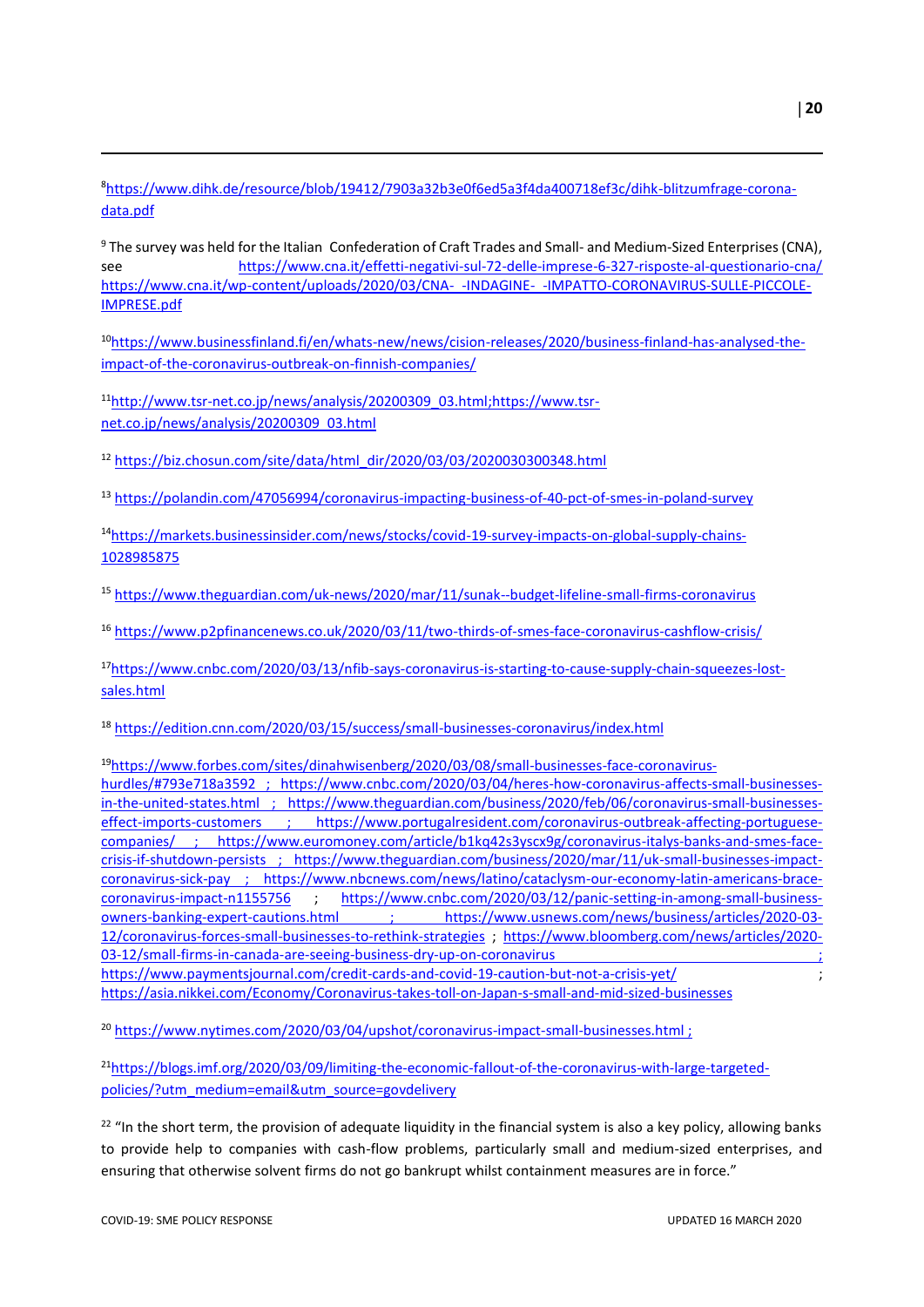[8] https://www.dihk.de/resource/blob/19412/7903a32b3e0f6ed5a3f4da400718ef3c/dihk-blitzumfrage-corona-data.pdf

[9] The survey was held for the Italian Confederation of Craft Trades and Small- and Medium-Sized Enterprises (CNA), see https://www.cna.it/effetti-negativi-sul-72-delle-imprese-6-327-risposte-al-questionario-cna/ https://www.cna.it/wp-content/uploads/2020/03/CNA-_-INDAGINE-_-IMPATTO-CORONAVIRUS-SULLE-PICCOLE-IMPRESE.pdf

[10] https://www.businessfinland.fi/en/whats-new/news/cision-releases/2020/business-finland-has-analysed-the-impact-of-the-coronavirus-outbreak-on-finnish-companies/

[11] http://www.tsr-net.co.jp/news/analysis/20200309_03.html;https://www.tsr-net.co.jp/news/analysis/20200309_03.html

[12] https://biz.chosun.com/site/data/html_dir/2020/03/03/2020030300348.html

[13] https://polandin.com/47056994/coronavirus-impacting-business-of-40-pct-of-smes-in-poland-survey

[14] https://markets.businessinsider.com/news/stocks/covid-19-survey-impacts-on-global-supply-chains-1028985875

[15] https://www.theguardian.com/uk-news/2020/mar/11/sunak--budget-lifeline-small-firms-coronavirus

[16] https://www.p2pfinancenews.co.uk/2020/03/11/two-thirds-of-smes-face-coronavirus-cashflow-crisis/

[17] https://www.cnbc.com/2020/03/13/nfib-says-coronavirus-is-starting-to-cause-supply-chain-squeezes-lost-sales.html

[18] https://edition.cnn.com/2020/03/15/success/small-businesses-coronavirus/index.html

[19] https://www.forbes.com/sites/dinahwisenberg/2020/03/08/small-businesses-face-coronavirus-hurdles/#793e718a3592 ; https://www.cnbc.com/2020/03/04/heres-how-coronavirus-affects-small-businesses-in-the-united-states.html ; https://www.theguardian.com/business/2020/feb/06/coronavirus-small-businesses-effect-imports-customers ; https://www.portugalresident.com/coronavirus-outbreak-affecting-portuguese-companies/ ; https://www.euromoney.com/article/b1kq42s3yscx9g/coronavirus-italys-banks-and-smes-face-crisis-if-shutdown-persists ; https://www.theguardian.com/business/2020/mar/11/uk-small-businesses-impact-coronavirus-sick-pay ; https://www.nbcnews.com/news/latino/cataclysm-our-economy-latin-americans-brace-coronavirus-impact-n1155756 ; https://www.cnbc.com/2020/03/12/panic-setting-in-among-small-business-owners-banking-expert-cautions.html ; https://www.usnews.com/news/business/articles/2020-03-12/coronavirus-forces-small-businesses-to-rethink-strategies ; https://www.bloomberg.com/news/articles/2020-03-12/small-firms-in-canada-are-seeing-business-dry-up-on-coronavirus ; https://www.paymentsjournal.com/credit-cards-and-covid-19-caution-but-not-a-crisis-yet/ ; https://asia.nikkei.com/Economy/Coronavirus-takes-toll-on-Japan-s-small-and-mid-sized-businesses

[20] https://www.nytimes.com/2020/03/04/upshot/coronavirus-impact-small-businesses.html ;

[21] https://blogs.imf.org/2020/03/09/limiting-the-economic-fallout-of-the-coronavirus-with-large-targeted-policies/?utm_medium=email&utm_source=govdelivery

[22] "In the short term, the provision of adequate liquidity in the financial system is also a key policy, allowing banks to provide help to companies with cash-flow problems, particularly small and medium-sized enterprises, and ensuring that otherwise solvent firms do not go bankrupt whilst containment measures are in force."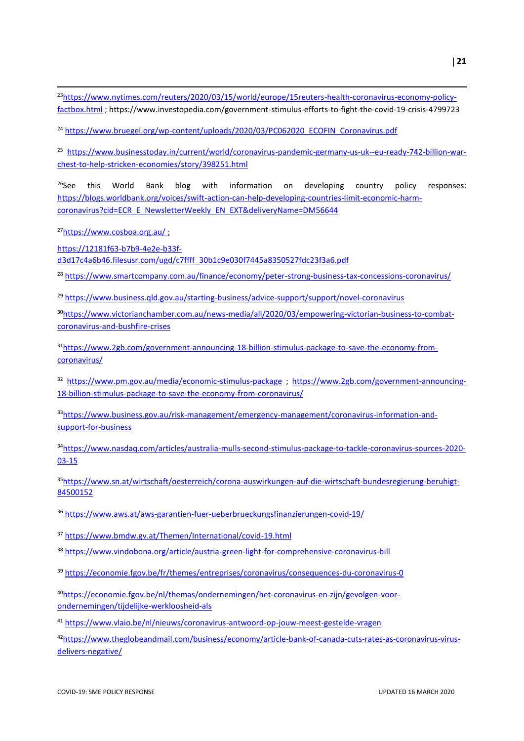[23]https://www.nytimes.com/reuters/2020/03/15/world/europe/15reuters-health-coronavirus-economy-policy-factbox.html ; https://www.investopedia.com/government-stimulus-efforts-to-fight-the-covid-19-crisis-4799723

[24] https://www.bruegel.org/wp-content/uploads/2020/03/PC062020_ECOFIN_Coronavirus.pdf

[25] https://www.businesstoday.in/current/world/coronavirus-pandemic-germany-us-uk--eu-ready-742-billion-war-chest-to-help-stricken-economies/story/398251.html

[26]See this World Bank blog with information on developing country policy responses: https://blogs.worldbank.org/voices/swift-action-can-help-developing-countries-limit-economic-harm-coronavirus?cid=ECR_E_NewsletterWeekly_EN_EXT&deliveryName=DM56644

[27]https://www.cosboa.org.au/ ;

https://12181f63-b7b9-4e2e-b33f-d3d17c4a6b46.filesusr.com/ugd/c7ffff_30b1c9e030f7445a8350527fdc23f3a6.pdf

[28] https://www.smartcompany.com.au/finance/economy/peter-strong-business-tax-concessions-coronavirus/

[29] https://www.business.qld.gov.au/starting-business/advice-support/support/novel-coronavirus

[30]https://www.victorianchamber.com.au/news-media/all/2020/03/empowering-victorian-business-to-combat-coronavirus-and-bushfire-crises

[31]https://www.2gb.com/government-announcing-18-billion-stimulus-package-to-save-the-economy-from-coronavirus/

[32] https://www.pm.gov.au/media/economic-stimulus-package ; https://www.2gb.com/government-announcing-18-billion-stimulus-package-to-save-the-economy-from-coronavirus/

[33]https://www.business.gov.au/risk-management/emergency-management/coronavirus-information-and-support-for-business

[34]https://www.nasdaq.com/articles/australia-mulls-second-stimulus-package-to-tackle-coronavirus-sources-2020-03-15

[35]https://www.sn.at/wirtschaft/oesterreich/corona-auswirkungen-auf-die-wirtschaft-bundesregierung-beruhigt-84500152

[36] https://www.aws.at/aws-garantien-fuer-ueberbrueckungsfinanzierungen-covid-19/

[37] https://www.bmdw.gv.at/Themen/International/covid-19.html

[38] https://www.vindobona.org/article/austria-green-light-for-comprehensive-coronavirus-bill

[39] https://economie.fgov.be/fr/themes/entreprises/coronavirus/consequences-du-coronavirus-0

[40]https://economie.fgov.be/nl/themas/ondernemingen/het-coronavirus-en-zijn/gevolgen-voor-ondernemingen/tijdelijke-werkloosheid-als

[41] https://www.vlaio.be/nl/nieuws/coronavirus-antwoord-op-jouw-meest-gestelde-vragen

[42]https://www.theglobeandmail.com/business/economy/article-bank-of-canada-cuts-rates-as-coronavirus-virus-delivers-negative/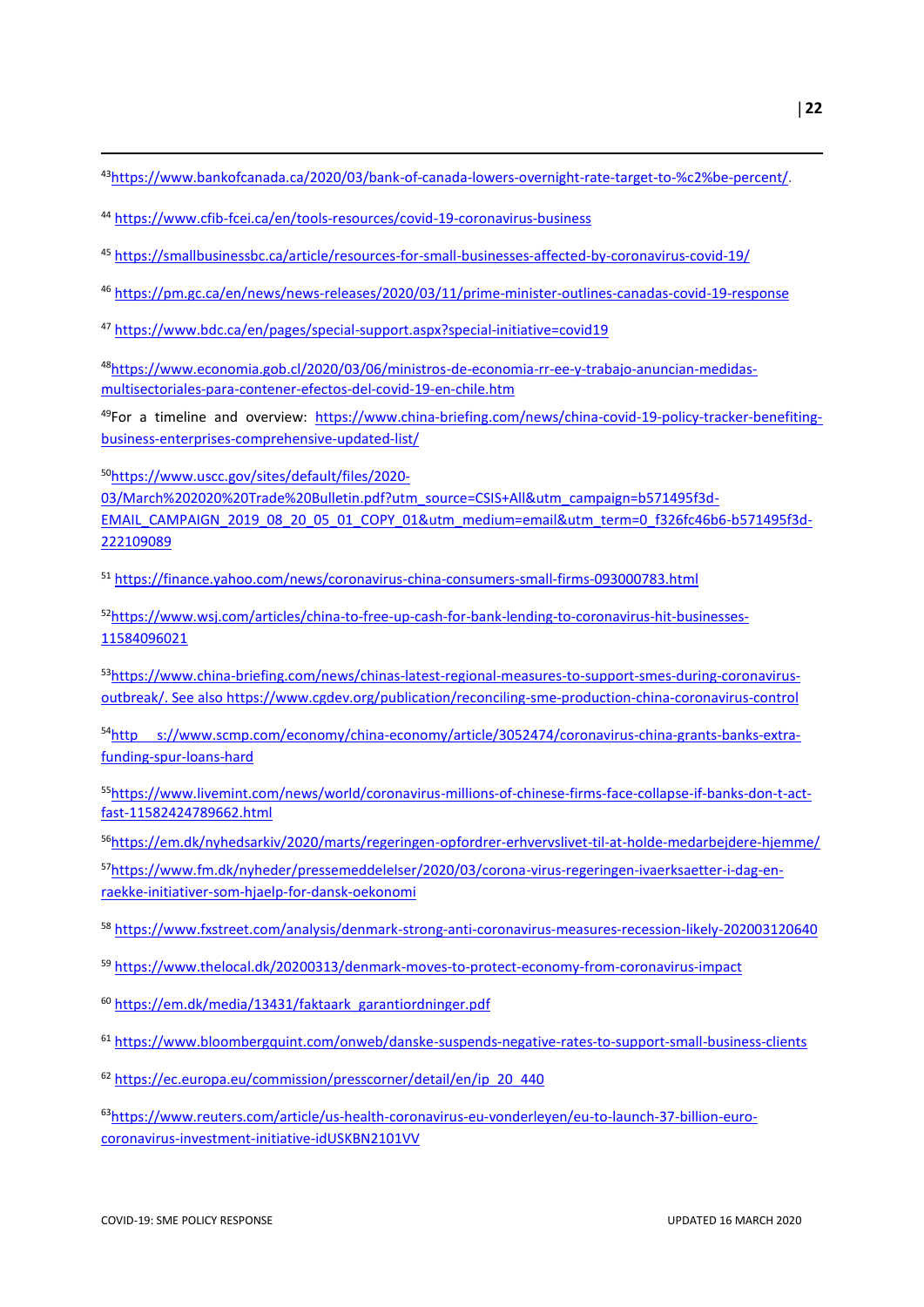[43]https://www.bankofcanada.ca/2020/03/bank-of-canada-lowers-overnight-rate-target-to-%c2%be-percent/.

[44] https://www.cfib-fcei.ca/en/tools-resources/covid-19-coronavirus-business

[45] https://smallbusinessbc.ca/article/resources-for-small-businesses-affected-by-coronavirus-covid-19/

[46] https://pm.gc.ca/en/news/news-releases/2020/03/11/prime-minister-outlines-canadas-covid-19-response

[47] https://www.bdc.ca/en/pages/special-support.aspx?special-initiative=covid19

[48]https://www.economia.gob.cl/2020/03/06/ministros-de-economia-rr-ee-y-trabajo-anuncian-medidas-multisectoriales-para-contener-efectos-del-covid-19-en-chile.htm

[49]For a timeline and overview: https://www.china-briefing.com/news/china-covid-19-policy-tracker-benefiting-business-enterprises-comprehensive-updated-list/

[50]https://www.uscc.gov/sites/default/files/2020-03/March%202020%20Trade%20Bulletin.pdf?utm_source=CSIS+All&utm_campaign=b571495f3d-EMAIL_CAMPAIGN_2019_08_20_05_01_COPY_01&utm_medium=email&utm_term=0_f326fc46b6-b571495f3d-222109089

[51] https://finance.yahoo.com/news/coronavirus-china-consumers-small-firms-093000783.html

[52]https://www.wsj.com/articles/china-to-free-up-cash-for-bank-lending-to-coronavirus-hit-businesses-11584096021

[53]https://www.china-briefing.com/news/chinas-latest-regional-measures-to-support-smes-during-coronavirus-outbreak/. See also https://www.cgdev.org/publication/reconciling-sme-production-china-coronavirus-control

[54]http s://www.scmp.com/economy/china-economy/article/3052474/coronavirus-china-grants-banks-extra-funding-spur-loans-hard

[55]https://www.livemint.com/news/world/coronavirus-millions-of-chinese-firms-face-collapse-if-banks-don-t-act-fast-11582424789662.html

[56]https://em.dk/nyhedsarkiv/2020/marts/regeringen-opfordrer-erhvervslivet-til-at-holde-medarbejdere-hjemme/

[57]https://www.fm.dk/nyheder/pressemeddelelser/2020/03/corona-virus-regeringen-ivaerksaetter-i-dag-en-raekke-initiativer-som-hjaelp-for-dansk-oekonomi

[58] https://www.fxstreet.com/analysis/denmark-strong-anti-coronavirus-measures-recession-likely-202003120640

[59] https://www.thelocal.dk/20200313/denmark-moves-to-protect-economy-from-coronavirus-impact

[60] https://em.dk/media/13431/faktaark_garantiordninger.pdf

[61] https://www.bloombergquint.com/onweb/danske-suspends-negative-rates-to-support-small-business-clients

[62] https://ec.europa.eu/commission/presscorner/detail/en/ip_20_440

[63]https://www.reuters.com/article/us-health-coronavirus-eu-vonderleyen/eu-to-launch-37-billion-euro-coronavirus-investment-initiative-idUSKBN2101VV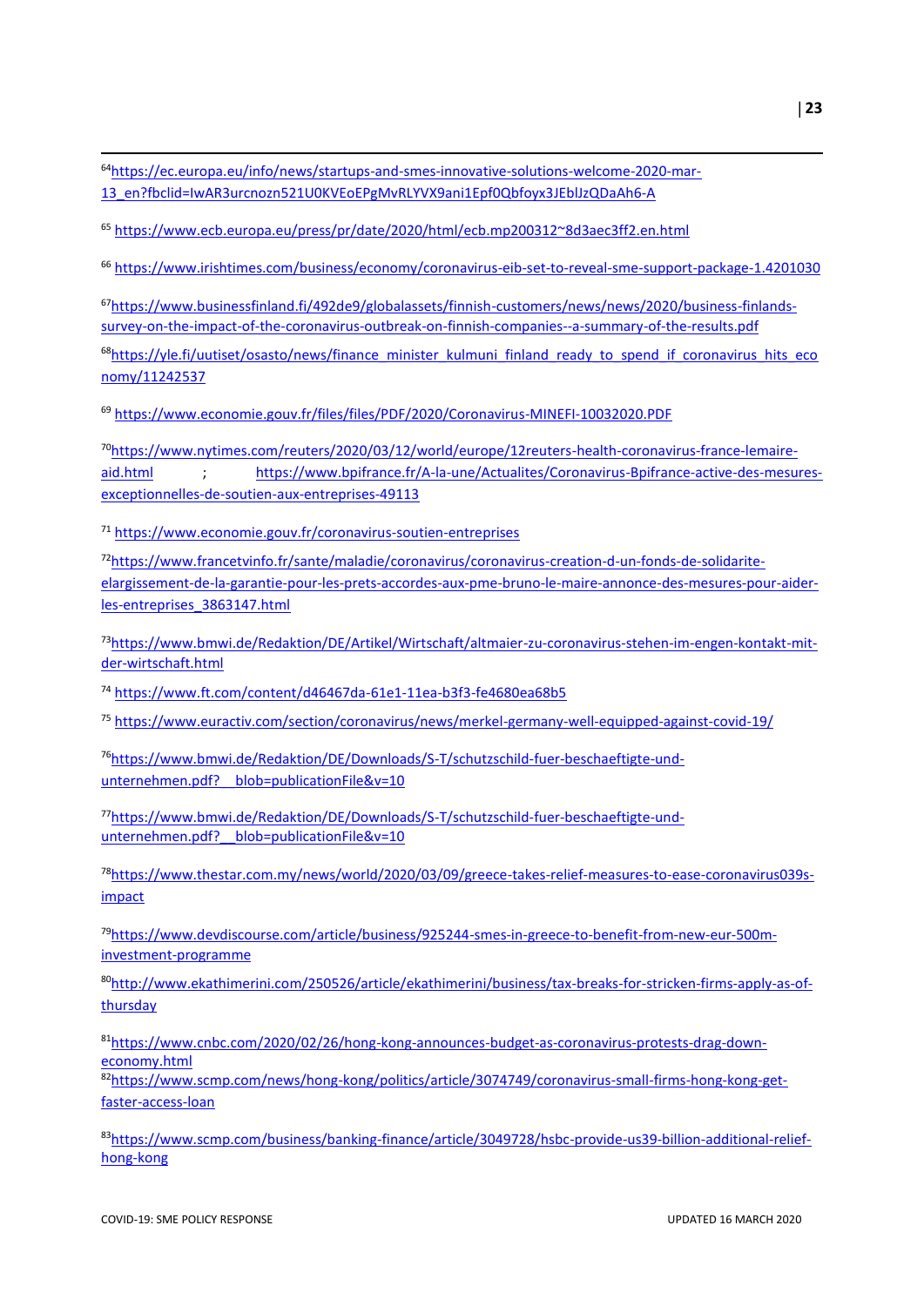[64]https://ec.europa.eu/info/news/startups-and-smes-innovative-solutions-welcome-2020-mar-13_en?fbclid=IwAR3urcnozn521U0KVEoEPgMvRLYVX9ani1Epf0Qbfoyx3JEblJzQDaAh6-A

[65] https://www.ecb.europa.eu/press/pr/date/2020/html/ecb.mp200312~8d3aec3ff2.en.html

[66] https://www.irishtimes.com/business/economy/coronavirus-eib-set-to-reveal-sme-support-package-1.4201030

[67]https://www.businessfinland.fi/492de9/globalassets/finnish-customers/news/news/2020/business-finlands-survey-on-the-impact-of-the-coronavirus-outbreak-on-finnish-companies--a-summary-of-the-results.pdf

[68]https://yle.fi/uutiset/osasto/news/finance_minister_kulmuni_finland_ready_to_spend_if_coronavirus_hits_economy/11242537

[69] https://www.economie.gouv.fr/files/files/PDF/2020/Coronavirus-MINEFI-10032020.PDF

[70]https://www.nytimes.com/reuters/2020/03/12/world/europe/12reuters-health-coronavirus-france-lemaire-aid.html ; https://www.bpifrance.fr/A-la-une/Actualites/Coronavirus-Bpifrance-active-des-mesures-exceptionnelles-de-soutien-aux-entreprises-49113

[71] https://www.economie.gouv.fr/coronavirus-soutien-entreprises

[72]https://www.francetvinfo.fr/sante/maladie/coronavirus/coronavirus-creation-d-un-fonds-de-solidarite-elargissement-de-la-garantie-pour-les-prets-accordes-aux-pme-bruno-le-maire-annonce-des-mesures-pour-aider-les-entreprises_3863147.html

[73]https://www.bmwi.de/Redaktion/DE/Artikel/Wirtschaft/altmaier-zu-coronavirus-stehen-im-engen-kontakt-mit-der-wirtschaft.html

[74] https://www.ft.com/content/d46467da-61e1-11ea-b3f3-fe4680ea68b5

[75] https://www.euractiv.com/section/coronavirus/news/merkel-germany-well-equipped-against-covid-19/

[76]https://www.bmwi.de/Redaktion/DE/Downloads/S-T/schutzschild-fuer-beschaeftigte-und-unternehmen.pdf?__blob=publicationFile&v=10

[77]https://www.bmwi.de/Redaktion/DE/Downloads/S-T/schutzschild-fuer-beschaeftigte-und-unternehmen.pdf?__blob=publicationFile&v=10

[78]https://www.thestar.com.my/news/world/2020/03/09/greece-takes-relief-measures-to-ease-coronavirus039s-impact

[79]https://www.devdiscourse.com/article/business/925244-smes-in-greece-to-benefit-from-new-eur-500m-investment-programme

[80]http://www.ekathimerini.com/250526/article/ekathimerini/business/tax-breaks-for-stricken-firms-apply-as-of-thursday

[81]https://www.cnbc.com/2020/02/26/hong-kong-announces-budget-as-coronavirus-protests-drag-down-economy.html

[82]https://www.scmp.com/news/hong-kong/politics/article/3074749/coronavirus-small-firms-hong-kong-get-faster-access-loan

[83]https://www.scmp.com/business/banking-finance/article/3049728/hsbc-provide-us39-billion-additional-relief-hong-kong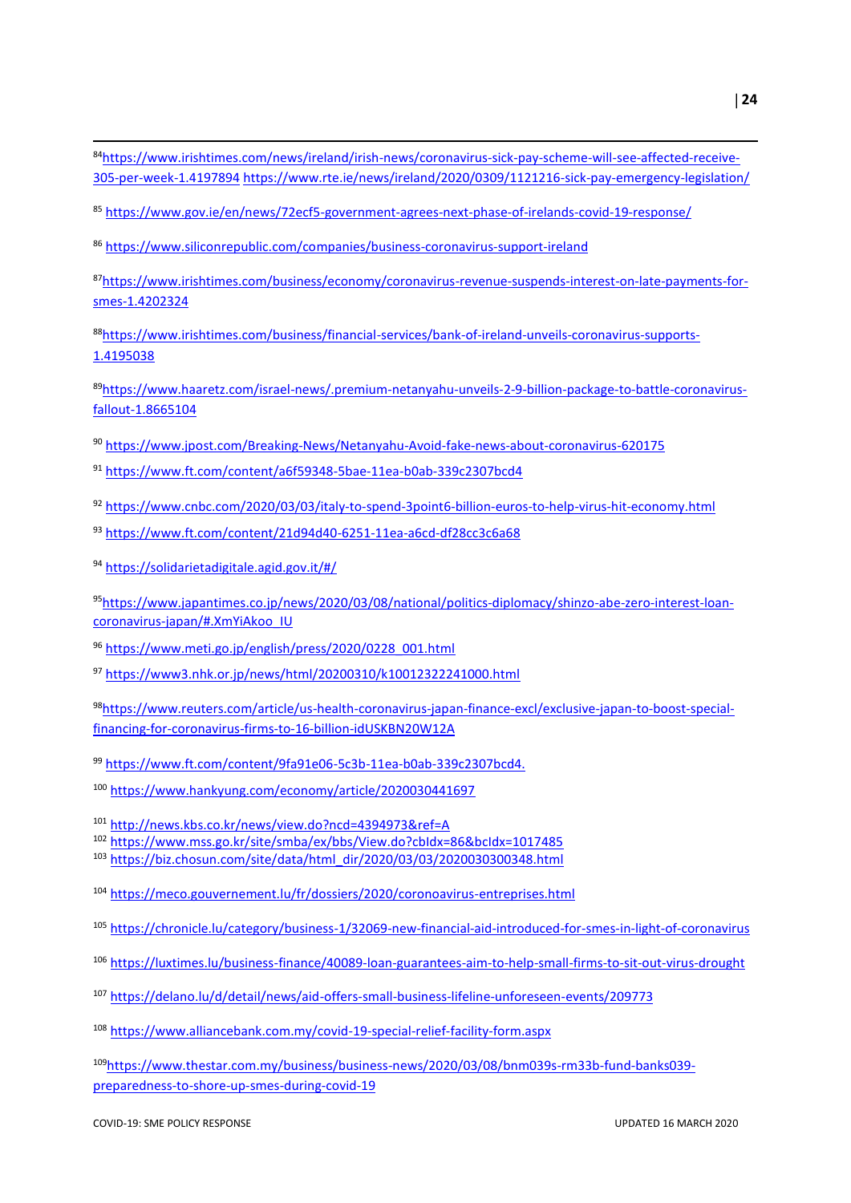[84]https://www.irishtimes.com/news/ireland/irish-news/coronavirus-sick-pay-scheme-will-see-affected-receive-305-per-week-1.4197894 https://www.rte.ie/news/ireland/2020/0309/1121216-sick-pay-emergency-legislation/

[85] https://www.gov.ie/en/news/72ecf5-government-agrees-next-phase-of-irelands-covid-19-response/

[86] https://www.siliconrepublic.com/companies/business-coronavirus-support-ireland

[87]https://www.irishtimes.com/business/economy/coronavirus-revenue-suspends-interest-on-late-payments-for-smes-1.4202324

[88]https://www.irishtimes.com/business/financial-services/bank-of-ireland-unveils-coronavirus-supports-1.4195038

[89]https://www.haaretz.com/israel-news/.premium-netanyahu-unveils-2-9-billion-package-to-battle-coronavirus-fallout-1.8665104

[90] https://www.jpost.com/Breaking-News/Netanyahu-Avoid-fake-news-about-coronavirus-620175

[91] https://www.ft.com/content/a6f59348-5bae-11ea-b0ab-339c2307bcd4

[92] https://www.cnbc.com/2020/03/03/italy-to-spend-3point6-billion-euros-to-help-virus-hit-economy.html

[93] https://www.ft.com/content/21d94d40-6251-11ea-a6cd-df28cc3c6a68

[94] https://solidarietadigitale.agid.gov.it/#/

[95]https://www.japantimes.co.jp/news/2020/03/08/national/politics-diplomacy/shinzo-abe-zero-interest-loan-coronavirus-japan/#.XmYiAkoo_IU

[96] https://www.meti.go.jp/english/press/2020/0228_001.html

[97] https://www3.nhk.or.jp/news/html/20200310/k10012322241000.html

[98]https://www.reuters.com/article/us-health-coronavirus-japan-finance-excl/exclusive-japan-to-boost-special-financing-for-coronavirus-firms-to-16-billion-idUSKBN20W12A

[99] https://www.ft.com/content/9fa91e06-5c3b-11ea-b0ab-339c2307bcd4.

[100] https://www.hankyung.com/economy/article/2020030441697

[101] http://news.kbs.co.kr/news/view.do?ncd=4394973&ref=A

[102] https://www.mss.go.kr/site/smba/ex/bbs/View.do?cbIdx=86&bcIdx=1017485

[103] https://biz.chosun.com/site/data/html_dir/2020/03/03/2020030300348.html

[104] https://meco.gouvernement.lu/fr/dossiers/2020/coronoavirus-entreprises.html

[105] https://chronicle.lu/category/business-1/32069-new-financial-aid-introduced-for-smes-in-light-of-coronavirus

[106] https://luxtimes.lu/business-finance/40089-loan-guarantees-aim-to-help-small-firms-to-sit-out-virus-drought

[107] https://delano.lu/d/detail/news/aid-offers-small-business-lifeline-unforeseen-events/209773

[108] https://www.alliancebank.com.my/covid-19-special-relief-facility-form.aspx

[109]https://www.thestar.com.my/business/business-news/2020/03/08/bnm039s-rm33b-fund-banks039-preparedness-to-shore-up-smes-during-covid-19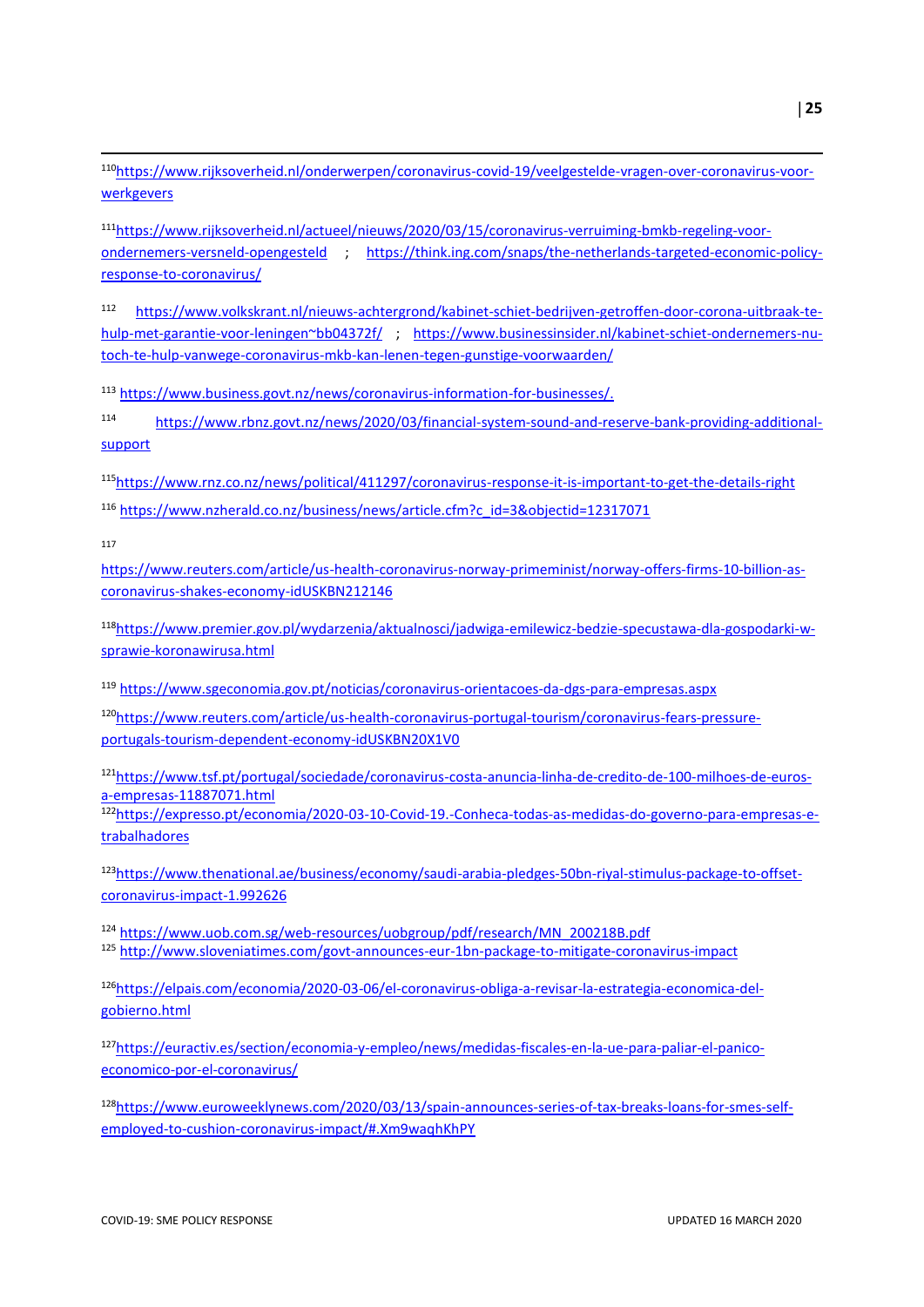[110]https://www.rijksoverheid.nl/onderwerpen/coronavirus-covid-19/veelgestelde-vragen-over-coronavirus-voor-werkgevers

[111]https://www.rijksoverheid.nl/actueel/nieuws/2020/03/15/coronavirus-verruiming-bmkb-regeling-voor-ondernemers-versneld-opengesteld ; https://think.ing.com/snaps/the-netherlands-targeted-economic-policy-response-to-coronavirus/

[112] https://www.volkskrant.nl/nieuws-achtergrond/kabinet-schiet-bedrijven-getroffen-door-corona-uitbraak-te-hulp-met-garantie-voor-leningen~bb04372f/ ; https://www.businessinsider.nl/kabinet-schiet-ondernemers-nu-toch-te-hulp-vanwege-coronavirus-mkb-kan-lenen-tegen-gunstige-voorwaarden/

[113] https://www.business.govt.nz/news/coronavirus-information-for-businesses/.

[114] https://www.rbnz.govt.nz/news/2020/03/financial-system-sound-and-reserve-bank-providing-additional-support

[115]https://www.rnz.co.nz/news/political/411297/coronavirus-response-it-is-important-to-get-the-details-right

[116] https://www.nzherald.co.nz/business/news/article.cfm?c_id=3&objectid=12317071

[117] https://www.reuters.com/article/us-health-coronavirus-norway-primeminist/norway-offers-firms-10-billion-as-coronavirus-shakes-economy-idUSKBN212146

[118]https://www.premier.gov.pl/wydarzenia/aktualnosci/jadwiga-emilewicz-bedzie-specustawa-dla-gospodarki-w-sprawie-koronawirusa.html

[119] https://www.sgeconomia.gov.pt/noticias/coronavirus-orientacoes-da-dgs-para-empresas.aspx

[120]https://www.reuters.com/article/us-health-coronavirus-portugal-tourism/coronavirus-fears-pressure-portugals-tourism-dependent-economy-idUSKBN20X1V0

[121]https://www.tsf.pt/portugal/sociedade/coronavirus-costa-anuncia-linha-de-credito-de-100-milhoes-de-euros-a-empresas-11887071.html

[122]https://expresso.pt/economia/2020-03-10-Covid-19.-Conheca-todas-as-medidas-do-governo-para-empresas-e-trabalhadores

[123]https://www.thenational.ae/business/economy/saudi-arabia-pledges-50bn-riyal-stimulus-package-to-offset-coronavirus-impact-1.992626

[124] https://www.uob.com.sg/web-resources/uobgroup/pdf/research/MN_200218B.pdf

[125] http://www.sloveniatimes.com/govt-announces-eur-1bn-package-to-mitigate-coronavirus-impact

[126]https://elpais.com/economia/2020-03-06/el-coronavirus-obliga-a-revisar-la-estrategia-economica-del-gobierno.html

[127]https://euractiv.es/section/economia-y-empleo/news/medidas-fiscales-en-la-ue-para-paliar-el-panico-economico-por-el-coronavirus/

[128]https://www.euroweeklynews.com/2020/03/13/spain-announces-series-of-tax-breaks-loans-for-smes-self-employed-to-cushion-coronavirus-impact/#.Xm9waqhKhPY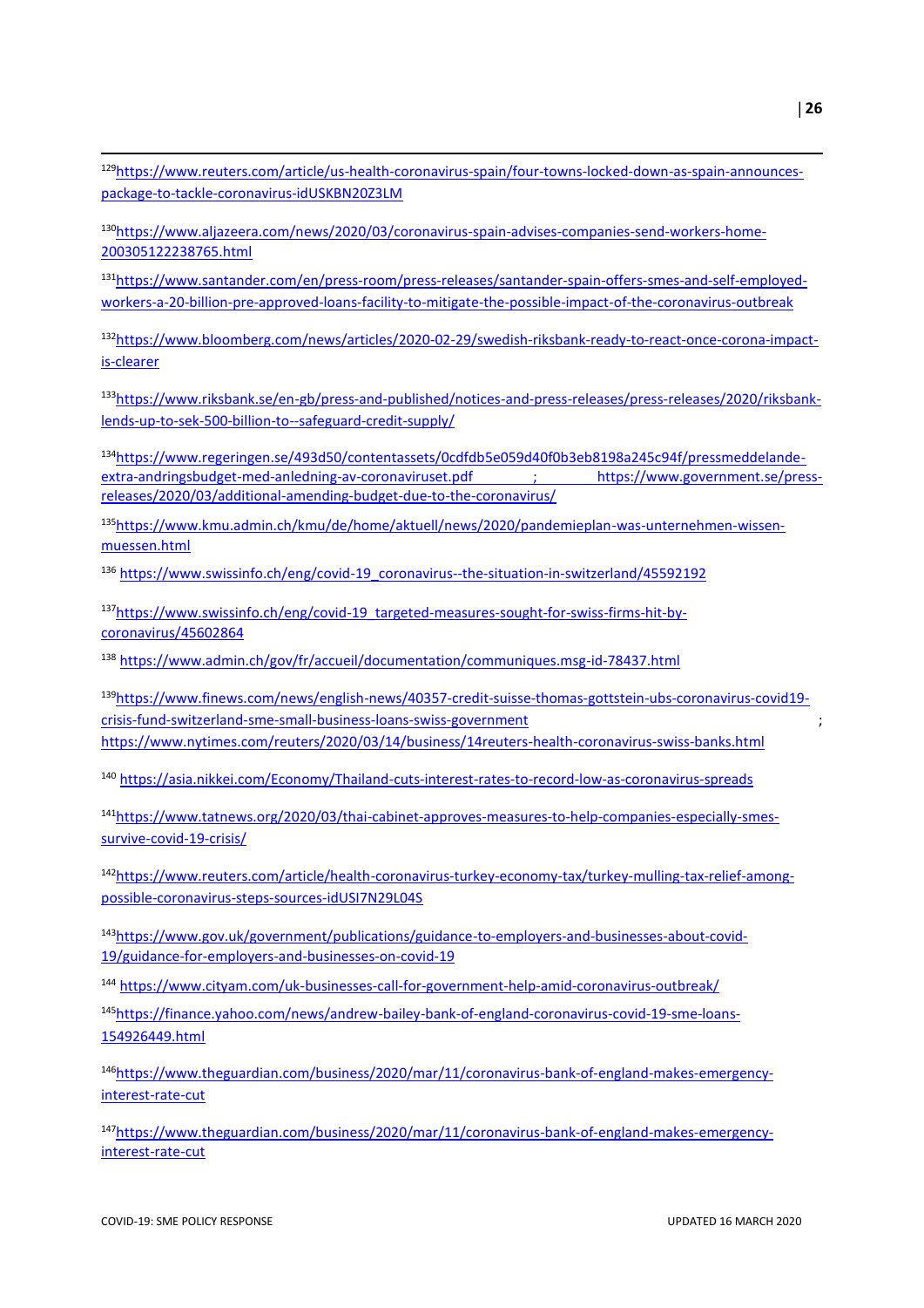[129]https://www.reuters.com/article/us-health-coronavirus-spain/four-towns-locked-down-as-spain-announces-package-to-tackle-coronavirus-idUSKBN20Z3LM

[130]https://www.aljazeera.com/news/2020/03/coronavirus-spain-advises-companies-send-workers-home-200305122238765.html

[131]https://www.santander.com/en/press-room/press-releases/santander-spain-offers-smes-and-self-employed-workers-a-20-billion-pre-approved-loans-facility-to-mitigate-the-possible-impact-of-the-coronavirus-outbreak

[132]https://www.bloomberg.com/news/articles/2020-02-29/swedish-riksbank-ready-to-react-once-corona-impact-is-clearer

[133]https://www.riksbank.se/en-gb/press-and-published/notices-and-press-releases/press-releases/2020/riksbank-lends-up-to-sek-500-billion-to--safeguard-credit-supply/

[134]https://www.regeringen.se/493d50/contentassets/0cdfdb5e059d40f0b3eb8198a245c94f/pressmeddelande-extra-andringsbudget-med-anledning-av-coronaviruset.pdf ; https://www.government.se/press-releases/2020/03/additional-amending-budget-due-to-the-coronavirus/

[135]https://www.kmu.admin.ch/kmu/de/home/aktuell/news/2020/pandemieplan-was-unternehmen-wissen-muessen.html

[136] https://www.swissinfo.ch/eng/covid-19_coronavirus--the-situation-in-switzerland/45592192

[137]https://www.swissinfo.ch/eng/covid-19_targeted-measures-sought-for-swiss-firms-hit-by-coronavirus/45602864

[138] https://www.admin.ch/gov/fr/accueil/documentation/communiques.msg-id-78437.html

[139]https://www.finews.com/news/english-news/40357-credit-suisse-thomas-gottstein-ubs-coronavirus-covid19-crisis-fund-switzerland-sme-small-business-loans-swiss-government ; https://www.nytimes.com/reuters/2020/03/14/business/14reuters-health-coronavirus-swiss-banks.html

[140] https://asia.nikkei.com/Economy/Thailand-cuts-interest-rates-to-record-low-as-coronavirus-spreads

[141]https://www.tatnews.org/2020/03/thai-cabinet-approves-measures-to-help-companies-especially-smes-survive-covid-19-crisis/

[142]https://www.reuters.com/article/health-coronavirus-turkey-economy-tax/turkey-mulling-tax-relief-among-possible-coronavirus-steps-sources-idUSI7N29L04S

[143]https://www.gov.uk/government/publications/guidance-to-employers-and-businesses-about-covid-19/guidance-for-employers-and-businesses-on-covid-19

[144] https://www.cityam.com/uk-businesses-call-for-government-help-amid-coronavirus-outbreak/

[145]https://finance.yahoo.com/news/andrew-bailey-bank-of-england-coronavirus-covid-19-sme-loans-154926449.html

[146]https://www.theguardian.com/business/2020/mar/11/coronavirus-bank-of-england-makes-emergency-interest-rate-cut

[147]https://www.theguardian.com/business/2020/mar/11/coronavirus-bank-of-england-makes-emergency-interest-rate-cut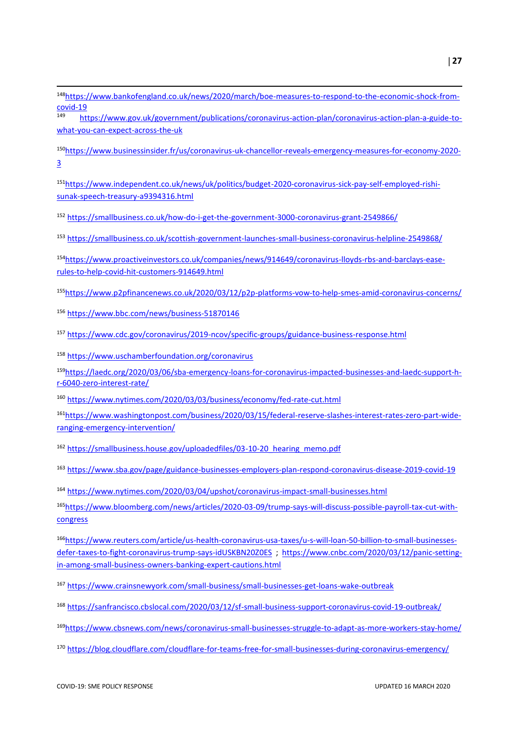[148] https://www.bankofengland.co.uk/news/2020/march/boe-measures-to-respond-to-the-economic-shock-from-covid-19

[149] https://www.gov.uk/government/publications/coronavirus-action-plan/coronavirus-action-plan-a-guide-to-what-you-can-expect-across-the-uk

[150] https://www.businessinsider.fr/us/coronavirus-uk-chancellor-reveals-emergency-measures-for-economy-2020-3

[151] https://www.independent.co.uk/news/uk/politics/budget-2020-coronavirus-sick-pay-self-employed-rishi-sunak-speech-treasury-a9394316.html

[152] https://smallbusiness.co.uk/how-do-i-get-the-government-3000-coronavirus-grant-2549866/

[153] https://smallbusiness.co.uk/scottish-government-launches-small-business-coronavirus-helpline-2549868/

[154] https://www.proactiveinvestors.co.uk/companies/news/914649/coronavirus-lloyds-rbs-and-barclays-ease-rules-to-help-covid-hit-customers-914649.html

[155] https://www.p2pfinancenews.co.uk/2020/03/12/p2p-platforms-vow-to-help-smes-amid-coronavirus-concerns/

[156] https://www.bbc.com/news/business-51870146

[157] https://www.cdc.gov/coronavirus/2019-ncov/specific-groups/guidance-business-response.html

[158] https://www.uschamberfoundation.org/coronavirus

[159] https://laedc.org/2020/03/06/sba-emergency-loans-for-coronavirus-impacted-businesses-and-laedc-support-h-r-6040-zero-interest-rate/

[160] https://www.nytimes.com/2020/03/03/business/economy/fed-rate-cut.html

[161] https://www.washingtonpost.com/business/2020/03/15/federal-reserve-slashes-interest-rates-zero-part-wide-ranging-emergency-intervention/

[162] https://smallbusiness.house.gov/uploadedfiles/03-10-20_hearing_memo.pdf

[163] https://www.sba.gov/page/guidance-businesses-employers-plan-respond-coronavirus-disease-2019-covid-19

[164] https://www.nytimes.com/2020/03/04/upshot/coronavirus-impact-small-businesses.html

[165] https://www.bloomberg.com/news/articles/2020-03-09/trump-says-will-discuss-possible-payroll-tax-cut-with-congress

[166] https://www.reuters.com/article/us-health-coronavirus-usa-taxes/u-s-will-loan-50-billion-to-small-businesses-defer-taxes-to-fight-coronavirus-trump-says-idUSKBN20Z0ES ; https://www.cnbc.com/2020/03/12/panic-setting-in-among-small-business-owners-banking-expert-cautions.html

[167] https://www.crainsnewyork.com/small-business/small-businesses-get-loans-wake-outbreak

[168] https://sanfrancisco.cbslocal.com/2020/03/12/sf-small-business-support-coronavirus-covid-19-outbreak/

[169] https://www.cbsnews.com/news/coronavirus-small-businesses-struggle-to-adapt-as-more-workers-stay-home/

[170] https://blog.cloudflare.com/cloudflare-for-teams-free-for-small-businesses-during-coronavirus-emergency/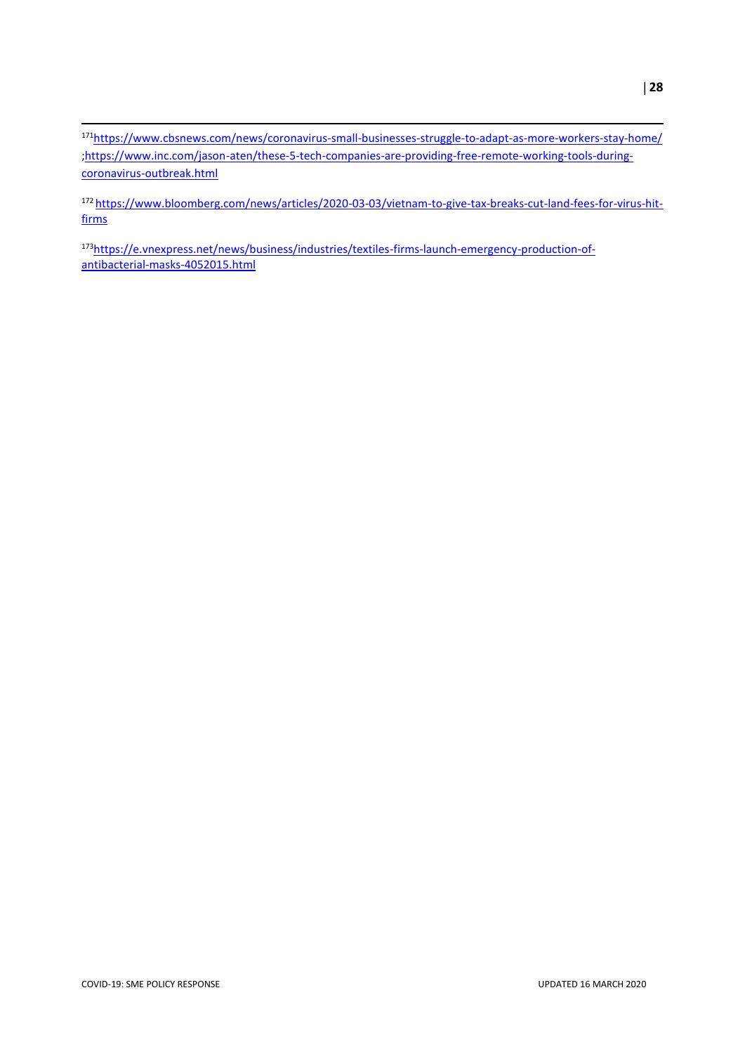[171]https://www.cbsnews.com/news/coronavirus-small-businesses-struggle-to-adapt-as-more-workers-stay-home/;https://www.inc.com/jason-aten/these-5-tech-companies-are-providing-free-remote-working-tools-during-coronavirus-outbreak.html

[172] https://www.bloomberg.com/news/articles/2020-03-03/vietnam-to-give-tax-breaks-cut-land-fees-for-virus-hit-firms

[173]https://e.vnexpress.net/news/business/industries/textiles-firms-launch-emergency-production-of-antibacterial-masks-4052015.html